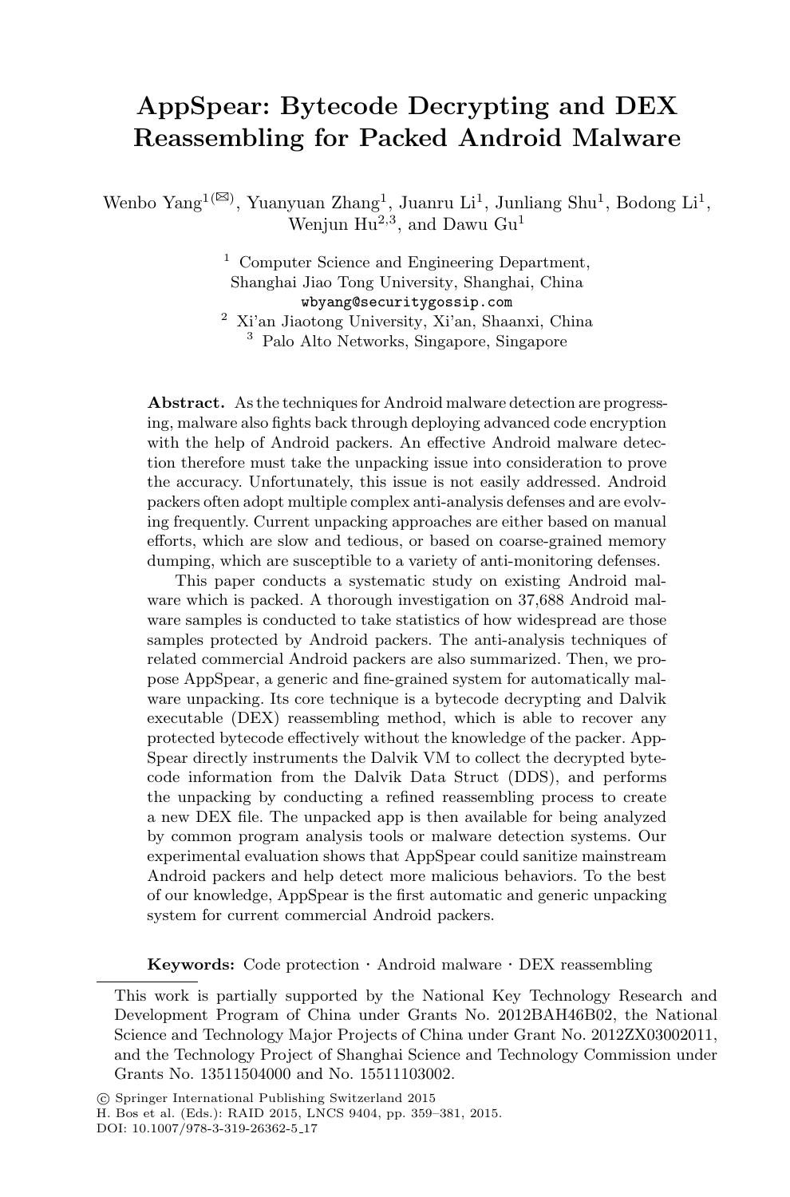# AppSpear: Bytecode Decrypting and DEX Reassembling for Packed Android Malware

Wenbo Yang[1(✉)], Yuanyuan Zhang[1], Juanru Li[1], Junliang Shu[1], Bodong Li[1], Wenjun Hu[2,3], and Dawu Gu[1]

[1] Computer Science and Engineering Department, Shanghai Jiao Tong University, Shanghai, China
wbyang@securitygossip.com

[2] Xi'an Jiaotong University, Xi'an, Shaanxi, China

[3] Palo Alto Networks, Singapore, Singapore

**Abstract.** As the techniques for Android malware detection are progressing, malware also fights back through deploying advanced code encryption with the help of Android packers. An effective Android malware detection therefore must take the unpacking issue into consideration to prove the accuracy. Unfortunately, this issue is not easily addressed. Android packers often adopt multiple complex anti-analysis defenses and are evolving frequently. Current unpacking approaches are either based on manual efforts, which are slow and tedious, or based on coarse-grained memory dumping, which are susceptible to a variety of anti-monitoring defenses.

This paper conducts a systematic study on existing Android malware which is packed. A thorough investigation on 37,688 Android malware samples is conducted to take statistics of how widespread are those samples protected by Android packers. The anti-analysis techniques of related commercial Android packers are also summarized. Then, we propose AppSpear, a generic and fine-grained system for automatically malware unpacking. Its core technique is a bytecode decrypting and Dalvik executable (DEX) reassembling method, which is able to recover any protected bytecode effectively without the knowledge of the packer. AppSpear directly instruments the Dalvik VM to collect the decrypted bytecode information from the Dalvik Data Struct (DDS), and performs the unpacking by conducting a refined reassembling process to create a new DEX file. The unpacked app is then available for being analyzed by common program analysis tools or malware detection systems. Our experimental evaluation shows that AppSpear could sanitize mainstream Android packers and help detect more malicious behaviors. To the best of our knowledge, AppSpear is the first automatic and generic unpacking system for current commercial Android packers.

**Keywords:** Code protection · Android malware · DEX reassembling

This work is partially supported by the National Key Technology Research and Development Program of China under Grants No. 2012BAH46B02, the National Science and Technology Major Projects of China under Grant No. 2012ZX03002011, and the Technology Project of Shanghai Science and Technology Commission under Grants No. 13511504000 and No. 15511103002.

© Springer International Publishing Switzerland 2015
H. Bos et al. (Eds.): RAID 2015, LNCS 9404, pp. 359–381, 2015.
DOI: 10.1007/978-3-319-26362-5_17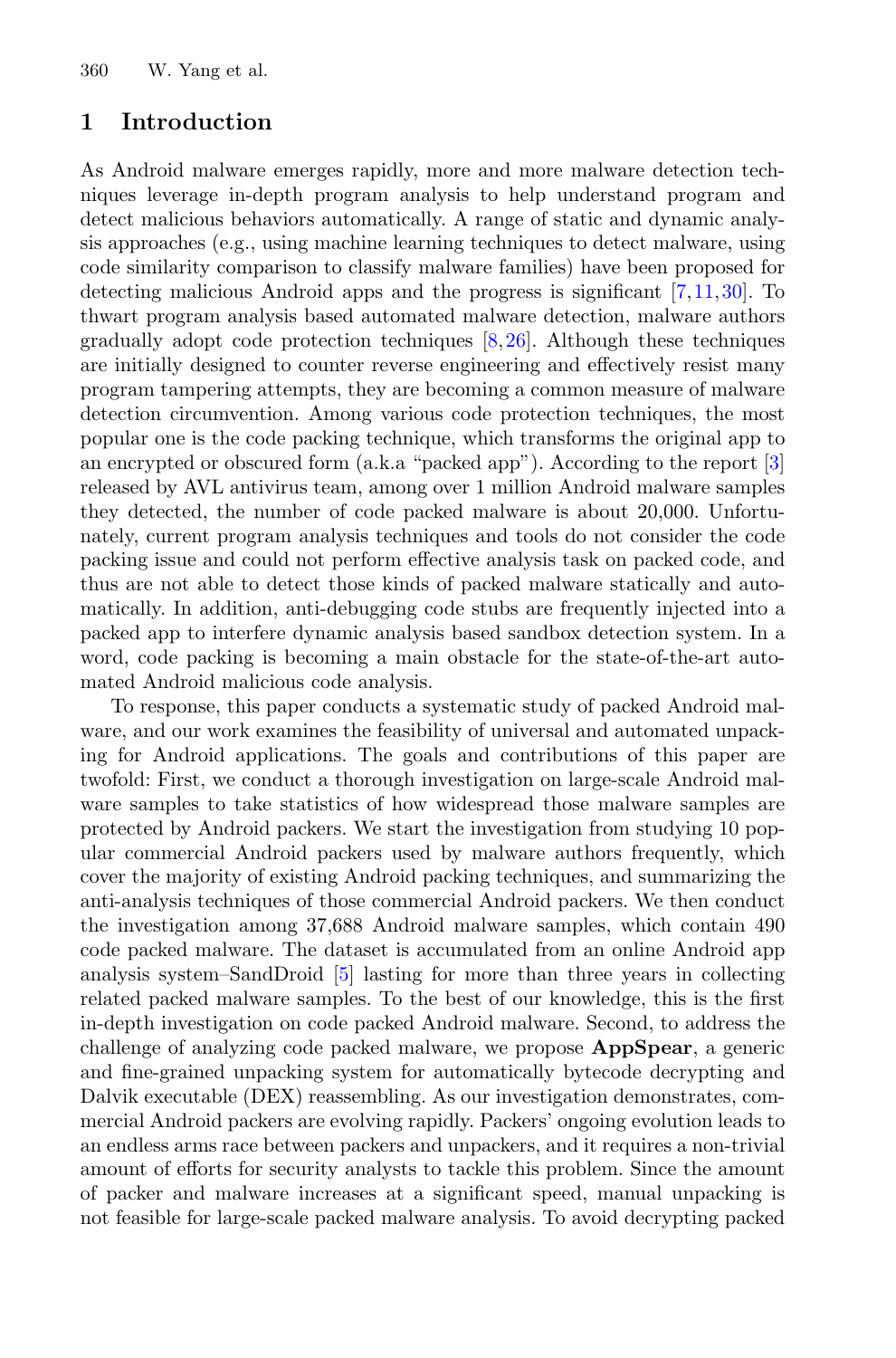## 1 Introduction

As Android malware emerges rapidly, more and more malware detection techniques leverage in-depth program analysis to help understand program and detect malicious behaviors automatically. A range of static and dynamic analysis approaches (e.g., using machine learning techniques to detect malware, using code similarity comparison to classify malware families) have been proposed for detecting malicious Android apps and the progress is significant [7,11,30]. To thwart program analysis based automated malware detection, malware authors gradually adopt code protection techniques [8,26]. Although these techniques are initially designed to counter reverse engineering and effectively resist many program tampering attempts, they are becoming a common measure of malware detection circumvention. Among various code protection techniques, the most popular one is the code packing technique, which transforms the original app to an encrypted or obscured form (a.k.a "packed app"). According to the report [3] released by AVL antivirus team, among over 1 million Android malware samples they detected, the number of code packed malware is about 20,000. Unfortunately, current program analysis techniques and tools do not consider the code packing issue and could not perform effective analysis task on packed code, and thus are not able to detect those kinds of packed malware statically and automatically. In addition, anti-debugging code stubs are frequently injected into a packed app to interfere dynamic analysis based sandbox detection system. In a word, code packing is becoming a main obstacle for the state-of-the-art automated Android malicious code analysis.

To response, this paper conducts a systematic study of packed Android malware, and our work examines the feasibility of universal and automated unpacking for Android applications. The goals and contributions of this paper are twofold: First, we conduct a thorough investigation on large-scale Android malware samples to take statistics of how widespread those malware samples are protected by Android packers. We start the investigation from studying 10 popular commercial Android packers used by malware authors frequently, which cover the majority of existing Android packing techniques, and summarizing the anti-analysis techniques of those commercial Android packers. We then conduct the investigation among 37,688 Android malware samples, which contain 490 code packed malware. The dataset is accumulated from an online Android app analysis system–SandDroid [5] lasting for more than three years in collecting related packed malware samples. To the best of our knowledge, this is the first in-depth investigation on code packed Android malware. Second, to address the challenge of analyzing code packed malware, we propose **AppSpear**, a generic and fine-grained unpacking system for automatically bytecode decrypting and Dalvik executable (DEX) reassembling. As our investigation demonstrates, commercial Android packers are evolving rapidly. Packers' ongoing evolution leads to an endless arms race between packers and unpackers, and it requires a non-trivial amount of efforts for security analysts to tackle this problem. Since the amount of packer and malware increases at a significant speed, manual unpacking is not feasible for large-scale packed malware analysis. To avoid decrypting packed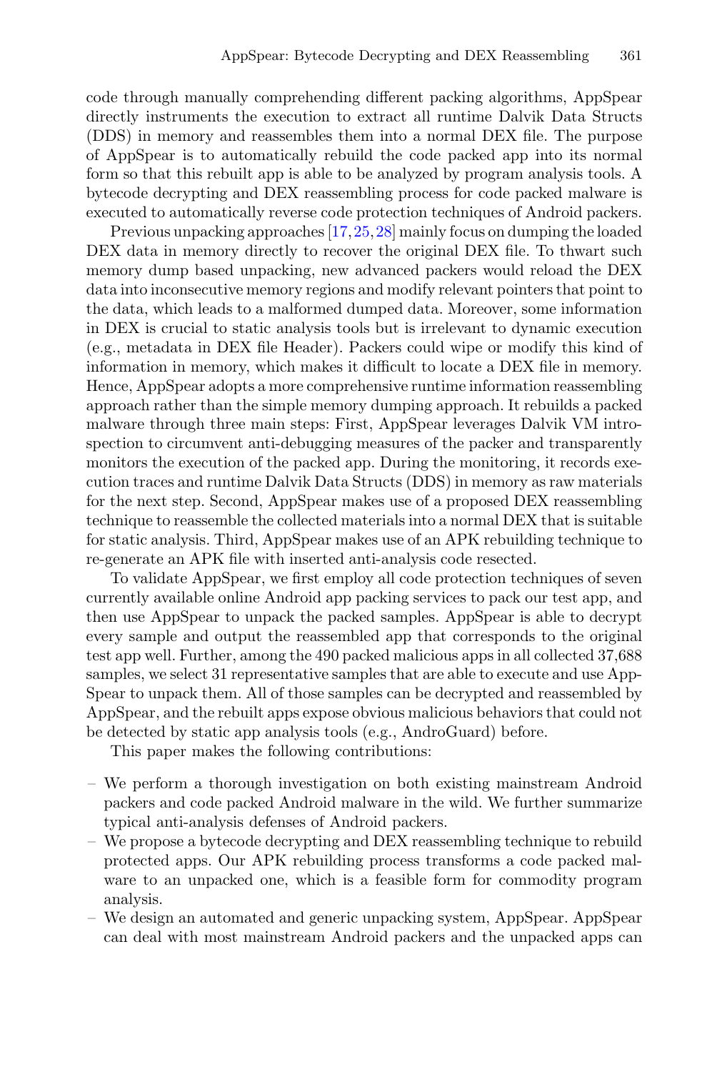code through manually comprehending different packing algorithms, AppSpear directly instruments the execution to extract all runtime Dalvik Data Structs (DDS) in memory and reassembles them into a normal DEX file. The purpose of AppSpear is to automatically rebuild the code packed app into its normal form so that this rebuilt app is able to be analyzed by program analysis tools. A bytecode decrypting and DEX reassembling process for code packed malware is executed to automatically reverse code protection techniques of Android packers.

Previous unpacking approaches [17,25,28] mainly focus on dumping the loaded DEX data in memory directly to recover the original DEX file. To thwart such memory dump based unpacking, new advanced packers would reload the DEX data into inconsecutive memory regions and modify relevant pointers that point to the data, which leads to a malformed dumped data. Moreover, some information in DEX is crucial to static analysis tools but is irrelevant to dynamic execution (e.g., metadata in DEX file Header). Packers could wipe or modify this kind of information in memory, which makes it difficult to locate a DEX file in memory. Hence, AppSpear adopts a more comprehensive runtime information reassembling approach rather than the simple memory dumping approach. It rebuilds a packed malware through three main steps: First, AppSpear leverages Dalvik VM introspection to circumvent anti-debugging measures of the packer and transparently monitors the execution of the packed app. During the monitoring, it records execution traces and runtime Dalvik Data Structs (DDS) in memory as raw materials for the next step. Second, AppSpear makes use of a proposed DEX reassembling technique to reassemble the collected materials into a normal DEX that is suitable for static analysis. Third, AppSpear makes use of an APK rebuilding technique to re-generate an APK file with inserted anti-analysis code resected.

To validate AppSpear, we first employ all code protection techniques of seven currently available online Android app packing services to pack our test app, and then use AppSpear to unpack the packed samples. AppSpear is able to decrypt every sample and output the reassembled app that corresponds to the original test app well. Further, among the 490 packed malicious apps in all collected 37,688 samples, we select 31 representative samples that are able to execute and use AppSpear to unpack them. All of those samples can be decrypted and reassembled by AppSpear, and the rebuilt apps expose obvious malicious behaviors that could not be detected by static app analysis tools (e.g., AndroGuard) before.

This paper makes the following contributions:

- We perform a thorough investigation on both existing mainstream Android packers and code packed Android malware in the wild. We further summarize typical anti-analysis defenses of Android packers.
- We propose a bytecode decrypting and DEX reassembling technique to rebuild protected apps. Our APK rebuilding process transforms a code packed malware to an unpacked one, which is a feasible form for commodity program analysis.
- We design an automated and generic unpacking system, AppSpear. AppSpear can deal with most mainstream Android packers and the unpacked apps can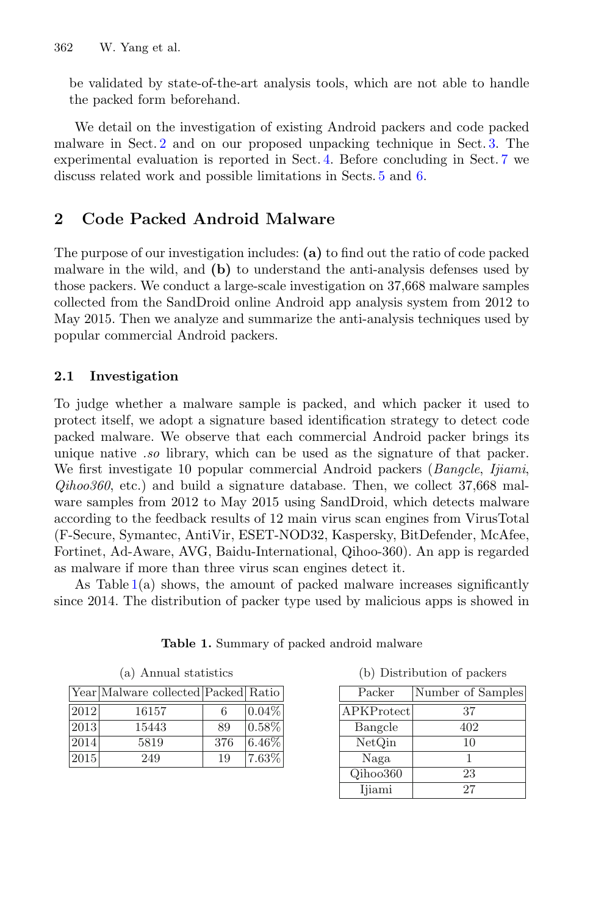be validated by state-of-the-art analysis tools, which are not able to handle the packed form beforehand.

We detail on the investigation of existing Android packers and code packed malware in Sect. 2 and on our proposed unpacking technique in Sect. 3. The experimental evaluation is reported in Sect. 4. Before concluding in Sect. 7 we discuss related work and possible limitations in Sects. 5 and 6.

## 2 Code Packed Android Malware

The purpose of our investigation includes: **(a)** to find out the ratio of code packed malware in the wild, and **(b)** to understand the anti-analysis defenses used by those packers. We conduct a large-scale investigation on 37,668 malware samples collected from the SandDroid online Android app analysis system from 2012 to May 2015. Then we analyze and summarize the anti-analysis techniques used by popular commercial Android packers.

### 2.1 Investigation

To judge whether a malware sample is packed, and which packer it used to protect itself, we adopt a signature based identification strategy to detect code packed malware. We observe that each commercial Android packer brings its unique native *.so* library, which can be used as the signature of that packer. We first investigate 10 popular commercial Android packers (*Bangcle*, *Ijiami*, *Qihoo360*, etc.) and build a signature database. Then, we collect 37,668 malware samples from 2012 to May 2015 using SandDroid, which detects malware according to the feedback results of 12 main virus scan engines from VirusTotal (F-Secure, Symantec, AntiVir, ESET-NOD32, Kaspersky, BitDefender, McAfee, Fortinet, Ad-Aware, AVG, Baidu-International, Qihoo-360). An app is regarded as malware if more than three virus scan engines detect it.

As Table 1(a) shows, the amount of packed malware increases significantly since 2014. The distribution of packer type used by malicious apps is showed in

**Table 1.** Summary of packed android malware

(a) Annual statistics

| Year | Malware collected | Packed | Ratio |
|---|---|---|---|
| 2012 | 16157 | 6 | 0.04% |
| 2013 | 15443 | 89 | 0.58% |
| 2014 | 5819 | 376 | 6.46% |
| 2015 | 249 | 19 | 7.63% |

(b) Distribution of packers

| Packer | Number of Samples |
|---|---|
| APKProtect | 37 |
| Bangcle | 402 |
| NetQin | 10 |
| Naga | 1 |
| Qihoo360 | 23 |
| Ijiami | 27 |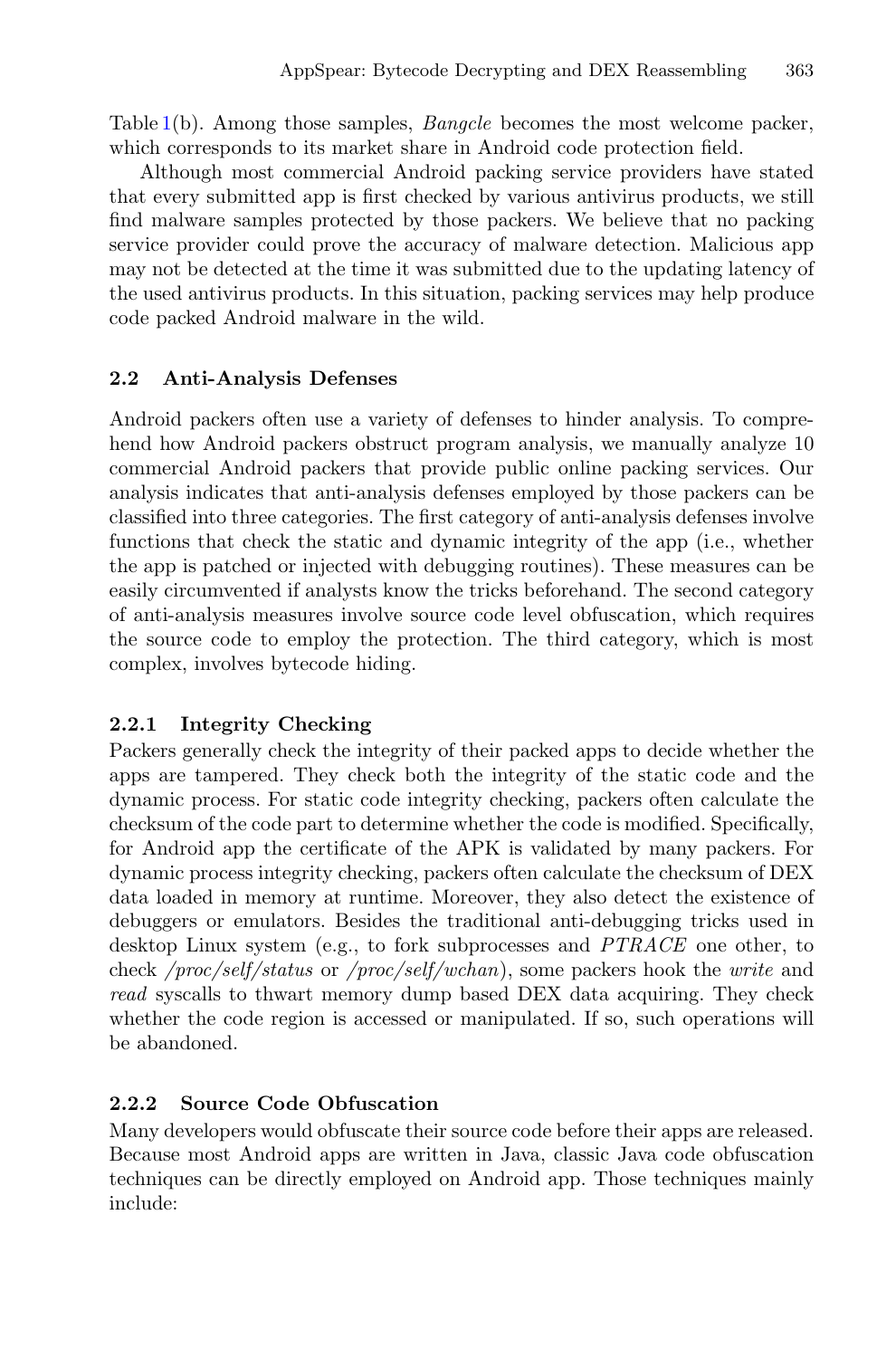Table 1(b). Among those samples, *Bangcle* becomes the most welcome packer, which corresponds to its market share in Android code protection field.

Although most commercial Android packing service providers have stated that every submitted app is first checked by various antivirus products, we still find malware samples protected by those packers. We believe that no packing service provider could prove the accuracy of malware detection. Malicious app may not be detected at the time it was submitted due to the updating latency of the used antivirus products. In this situation, packing services may help produce code packed Android malware in the wild.

### 2.2 Anti-Analysis Defenses

Android packers often use a variety of defenses to hinder analysis. To comprehend how Android packers obstruct program analysis, we manually analyze 10 commercial Android packers that provide public online packing services. Our analysis indicates that anti-analysis defenses employed by those packers can be classified into three categories. The first category of anti-analysis defenses involve functions that check the static and dynamic integrity of the app (i.e., whether the app is patched or injected with debugging routines). These measures can be easily circumvented if analysts know the tricks beforehand. The second category of anti-analysis measures involve source code level obfuscation, which requires the source code to employ the protection. The third category, which is most complex, involves bytecode hiding.

#### 2.2.1 Integrity Checking

Packers generally check the integrity of their packed apps to decide whether the apps are tampered. They check both the integrity of the static code and the dynamic process. For static code integrity checking, packers often calculate the checksum of the code part to determine whether the code is modified. Specifically, for Android app the certificate of the APK is validated by many packers. For dynamic process integrity checking, packers often calculate the checksum of DEX data loaded in memory at runtime. Moreover, they also detect the existence of debuggers or emulators. Besides the traditional anti-debugging tricks used in desktop Linux system (e.g., to fork subprocesses and *PTRACE* one other, to check */proc/self/status* or */proc/self/wchan*), some packers hook the *write* and *read* syscalls to thwart memory dump based DEX data acquiring. They check whether the code region is accessed or manipulated. If so, such operations will be abandoned.

#### 2.2.2 Source Code Obfuscation

Many developers would obfuscate their source code before their apps are released. Because most Android apps are written in Java, classic Java code obfuscation techniques can be directly employed on Android app. Those techniques mainly include: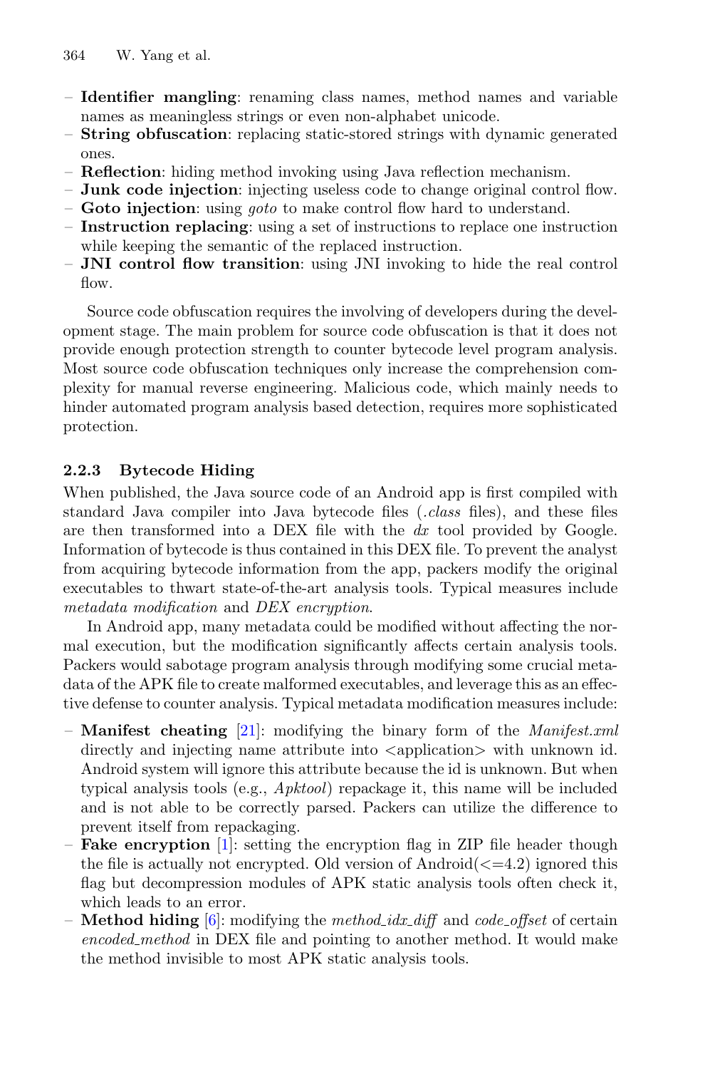- **Identifier mangling**: renaming class names, method names and variable names as meaningless strings or even non-alphabet unicode.
- **String obfuscation**: replacing static-stored strings with dynamic generated ones.
- **Reflection**: hiding method invoking using Java reflection mechanism.
- **Junk code injection**: injecting useless code to change original control flow.
- **Goto injection**: using *goto* to make control flow hard to understand.
- **Instruction replacing**: using a set of instructions to replace one instruction while keeping the semantic of the replaced instruction.
- **JNI control flow transition**: using JNI invoking to hide the real control flow.

Source code obfuscation requires the involving of developers during the development stage. The main problem for source code obfuscation is that it does not provide enough protection strength to counter bytecode level program analysis. Most source code obfuscation techniques only increase the comprehension complexity for manual reverse engineering. Malicious code, which mainly needs to hinder automated program analysis based detection, requires more sophisticated protection.

#### 2.2.3 Bytecode Hiding

When published, the Java source code of an Android app is first compiled with standard Java compiler into Java bytecode files (*.class* files), and these files are then transformed into a DEX file with the *dx* tool provided by Google. Information of bytecode is thus contained in this DEX file. To prevent the analyst from acquiring bytecode information from the app, packers modify the original executables to thwart state-of-the-art analysis tools. Typical measures include *metadata modification* and *DEX encryption*.

In Android app, many metadata could be modified without affecting the normal execution, but the modification significantly affects certain analysis tools. Packers would sabotage program analysis through modifying some crucial metadata of the APK file to create malformed executables, and leverage this as an effective defense to counter analysis. Typical metadata modification measures include:

- **Manifest cheating** [21]: modifying the binary form of the *Manifest.xml* directly and injecting name attribute into <application> with unknown id. Android system will ignore this attribute because the id is unknown. But when typical analysis tools (e.g., *Apktool*) repackage it, this name will be included and is not able to be correctly parsed. Packers can utilize the difference to prevent itself from repackaging.
- **Fake encryption** [1]: setting the encryption flag in ZIP file header though the file is actually not encrypted. Old version of Android(<=4.2) ignored this flag but decompression modules of APK static analysis tools often check it, which leads to an error.
- **Method hiding** [6]: modifying the *method_idx_diff* and *code_offset* of certain *encoded_method* in DEX file and pointing to another method. It would make the method invisible to most APK static analysis tools.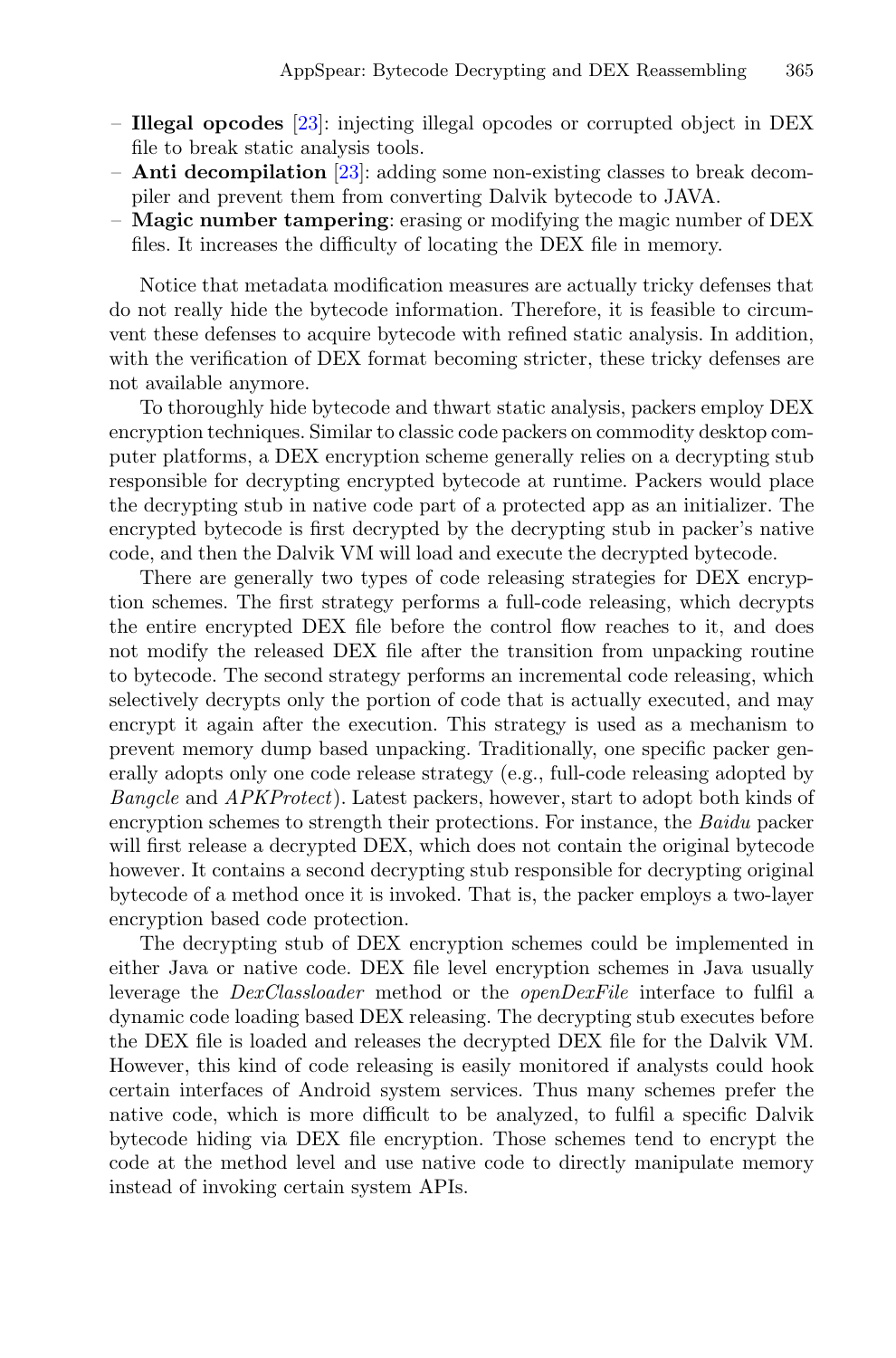- **Illegal opcodes** [23]: injecting illegal opcodes or corrupted object in DEX file to break static analysis tools.
- **Anti decompilation** [23]: adding some non-existing classes to break decompiler and prevent them from converting Dalvik bytecode to JAVA.
- **Magic number tampering**: erasing or modifying the magic number of DEX files. It increases the difficulty of locating the DEX file in memory.

Notice that metadata modification measures are actually tricky defenses that do not really hide the bytecode information. Therefore, it is feasible to circumvent these defenses to acquire bytecode with refined static analysis. In addition, with the verification of DEX format becoming stricter, these tricky defenses are not available anymore.

To thoroughly hide bytecode and thwart static analysis, packers employ DEX encryption techniques. Similar to classic code packers on commodity desktop computer platforms, a DEX encryption scheme generally relies on a decrypting stub responsible for decrypting encrypted bytecode at runtime. Packers would place the decrypting stub in native code part of a protected app as an initializer. The encrypted bytecode is first decrypted by the decrypting stub in packer's native code, and then the Dalvik VM will load and execute the decrypted bytecode.

There are generally two types of code releasing strategies for DEX encryption schemes. The first strategy performs a full-code releasing, which decrypts the entire encrypted DEX file before the control flow reaches to it, and does not modify the released DEX file after the transition from unpacking routine to bytecode. The second strategy performs an incremental code releasing, which selectively decrypts only the portion of code that is actually executed, and may encrypt it again after the execution. This strategy is used as a mechanism to prevent memory dump based unpacking. Traditionally, one specific packer generally adopts only one code release strategy (e.g., full-code releasing adopted by *Bangcle* and *APKProtect*). Latest packers, however, start to adopt both kinds of encryption schemes to strength their protections. For instance, the *Baidu* packer will first release a decrypted DEX, which does not contain the original bytecode however. It contains a second decrypting stub responsible for decrypting original bytecode of a method once it is invoked. That is, the packer employs a two-layer encryption based code protection.

The decrypting stub of DEX encryption schemes could be implemented in either Java or native code. DEX file level encryption schemes in Java usually leverage the *DexClassloader* method or the *openDexFile* interface to fulfil a dynamic code loading based DEX releasing. The decrypting stub executes before the DEX file is loaded and releases the decrypted DEX file for the Dalvik VM. However, this kind of code releasing is easily monitored if analysts could hook certain interfaces of Android system services. Thus many schemes prefer the native code, which is more difficult to be analyzed, to fulfil a specific Dalvik bytecode hiding via DEX file encryption. Those schemes tend to encrypt the code at the method level and use native code to directly manipulate memory instead of invoking certain system APIs.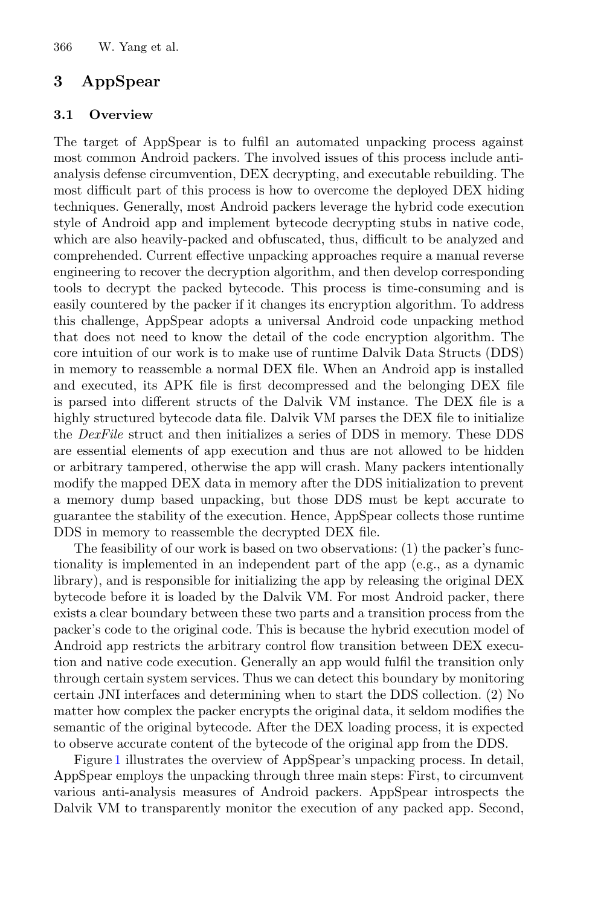# 3 AppSpear

## 3.1 Overview

The target of AppSpear is to fulfil an automated unpacking process against most common Android packers. The involved issues of this process include anti-analysis defense circumvention, DEX decrypting, and executable rebuilding. The most difficult part of this process is how to overcome the deployed DEX hiding techniques. Generally, most Android packers leverage the hybrid code execution style of Android app and implement bytecode decrypting stubs in native code, which are also heavily-packed and obfuscated, thus, difficult to be analyzed and comprehended. Current effective unpacking approaches require a manual reverse engineering to recover the decryption algorithm, and then develop corresponding tools to decrypt the packed bytecode. This process is time-consuming and is easily countered by the packer if it changes its encryption algorithm. To address this challenge, AppSpear adopts a universal Android code unpacking method that does not need to know the detail of the code encryption algorithm. The core intuition of our work is to make use of runtime Dalvik Data Structs (DDS) in memory to reassemble a normal DEX file. When an Android app is installed and executed, its APK file is first decompressed and the belonging DEX file is parsed into different structs of the Dalvik VM instance. The DEX file is a highly structured bytecode data file. Dalvik VM parses the DEX file to initialize the *DexFile* struct and then initializes a series of DDS in memory. These DDS are essential elements of app execution and thus are not allowed to be hidden or arbitrary tampered, otherwise the app will crash. Many packers intentionally modify the mapped DEX data in memory after the DDS initialization to prevent a memory dump based unpacking, but those DDS must be kept accurate to guarantee the stability of the execution. Hence, AppSpear collects those runtime DDS in memory to reassemble the decrypted DEX file.

The feasibility of our work is based on two observations: (1) the packer's functionality is implemented in an independent part of the app (e.g., as a dynamic library), and is responsible for initializing the app by releasing the original DEX bytecode before it is loaded by the Dalvik VM. For most Android packer, there exists a clear boundary between these two parts and a transition process from the packer's code to the original code. This is because the hybrid execution model of Android app restricts the arbitrary control flow transition between DEX execution and native code execution. Generally an app would fulfil the transition only through certain system services. Thus we can detect this boundary by monitoring certain JNI interfaces and determining when to start the DDS collection. (2) No matter how complex the packer encrypts the original data, it seldom modifies the semantic of the original bytecode. After the DEX loading process, it is expected to observe accurate content of the bytecode of the original app from the DDS.

Figure 1 illustrates the overview of AppSpear's unpacking process. In detail, AppSpear employs the unpacking through three main steps: First, to circumvent various anti-analysis measures of Android packers. AppSpear introspects the Dalvik VM to transparently monitor the execution of any packed app. Second,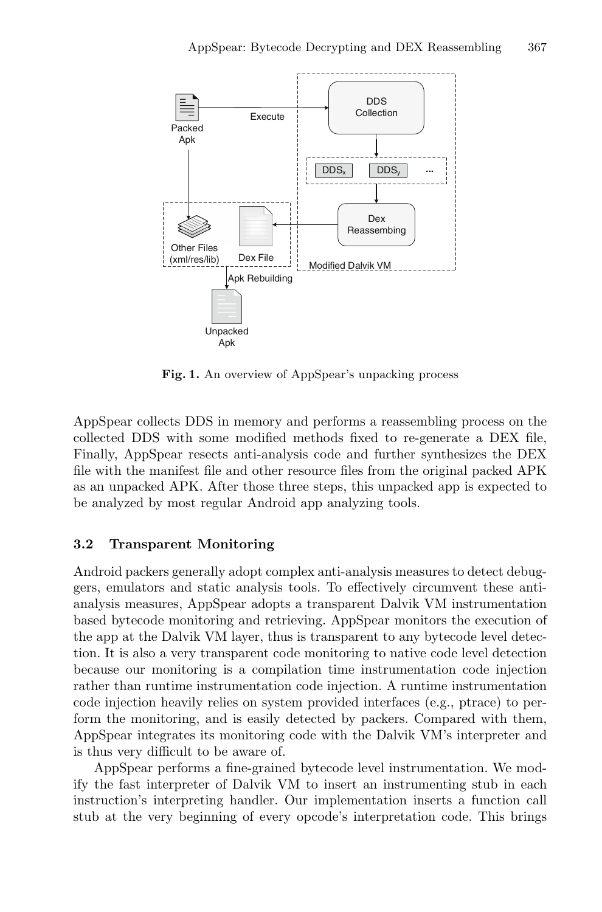**Fig. 1.** An overview of AppSpear's unpacking process

AppSpear collects DDS in memory and performs a reassembling process on the collected DDS with some modified methods fixed to re-generate a DEX file, Finally, AppSpear resects anti-analysis code and further synthesizes the DEX file with the manifest file and other resource files from the original packed APK as an unpacked APK. After those three steps, this unpacked app is expected to be analyzed by most regular Android app analyzing tools.

### 3.2 Transparent Monitoring

Android packers generally adopt complex anti-analysis measures to detect debuggers, emulators and static analysis tools. To effectively circumvent these anti-analysis measures, AppSpear adopts a transparent Dalvik VM instrumentation based bytecode monitoring and retrieving. AppSpear monitors the execution of the app at the Dalvik VM layer, thus is transparent to any bytecode level detection. It is also a very transparent code monitoring to native code level detection because our monitoring is a compilation time instrumentation code injection rather than runtime instrumentation code injection. A runtime instrumentation code injection heavily relies on system provided interfaces (e.g., ptrace) to perform the monitoring, and is easily detected by packers. Compared with them, AppSpear integrates its monitoring code with the Dalvik VM's interpreter and is thus very difficult to be aware of.

AppSpear performs a fine-grained bytecode level instrumentation. We modify the fast interpreter of Dalvik VM to insert an instrumenting stub in each instruction's interpreting handler. Our implementation inserts a function call stub at the very beginning of every opcode's interpretation code. This brings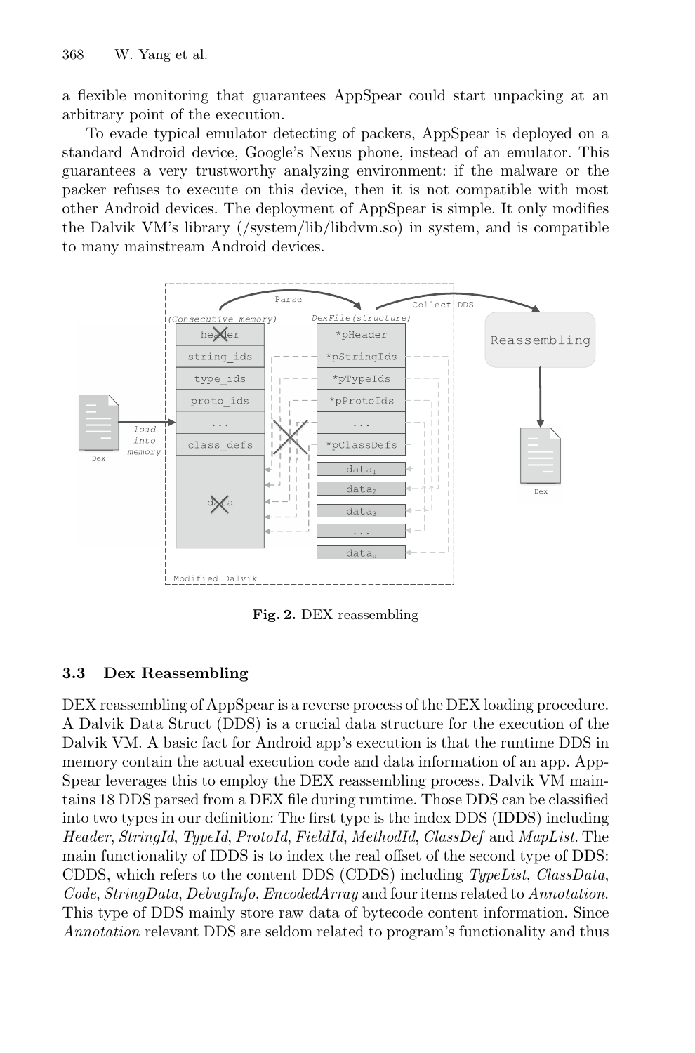a flexible monitoring that guarantees AppSpear could start unpacking at an arbitrary point of the execution.

To evade typical emulator detecting of packers, AppSpear is deployed on a standard Android device, Google's Nexus phone, instead of an emulator. This guarantees a very trustworthy analyzing environment: if the malware or the packer refuses to execute on this device, then it is not compatible with most other Android devices. The deployment of AppSpear is simple. It only modifies the Dalvik VM's library (/system/lib/libdvm.so) in system, and is compatible to many mainstream Android devices.

**Fig. 2.** DEX reassembling

### 3.3 Dex Reassembling

DEX reassembling of AppSpear is a reverse process of the DEX loading procedure. A Dalvik Data Struct (DDS) is a crucial data structure for the execution of the Dalvik VM. A basic fact for Android app's execution is that the runtime DDS in memory contain the actual execution code and data information of an app. AppSpear leverages this to employ the DEX reassembling process. Dalvik VM maintains 18 DDS parsed from a DEX file during runtime. Those DDS can be classified into two types in our definition: The first type is the index DDS (IDDS) including *Header*, *StringId*, *TypeId*, *ProtoId*, *FieldId*, *MethodId*, *ClassDef* and *MapList*. The main functionality of IDDS is to index the real offset of the second type of DDS: CDDS, which refers to the content DDS (CDDS) including *TypeList*, *ClassData*, *Code*, *StringData*, *DebugInfo*, *EncodedArray* and four items related to *Annotation*. This type of DDS mainly store raw data of bytecode content information. Since *Annotation* relevant DDS are seldom related to program's functionality and thus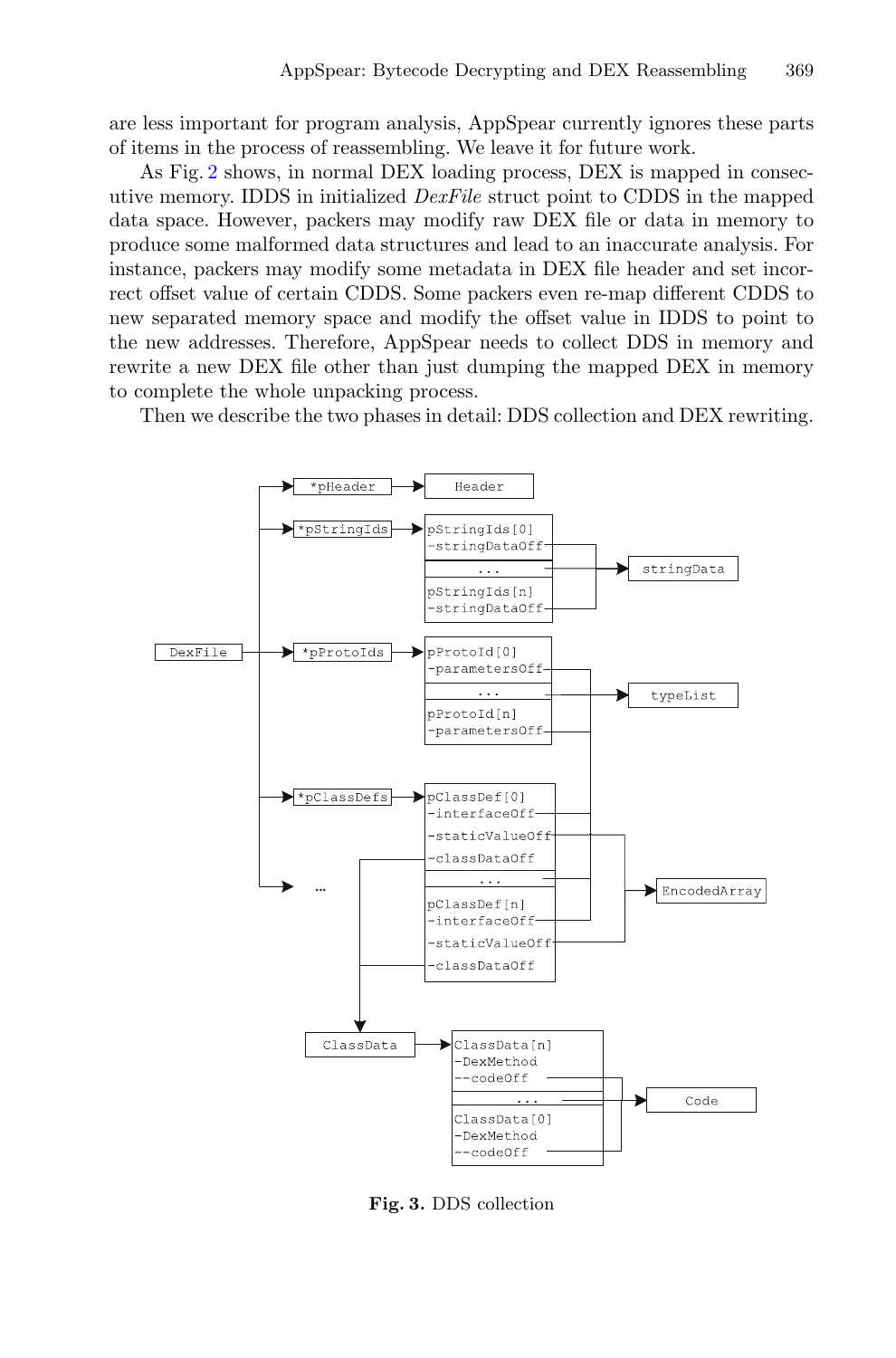are less important for program analysis, AppSpear currently ignores these parts of items in the process of reassembling. We leave it for future work.

As Fig. 2 shows, in normal DEX loading process, DEX is mapped in consecutive memory. IDDS in initialized *DexFile* struct point to CDDS in the mapped data space. However, packers may modify raw DEX file or data in memory to produce some malformed data structures and lead to an inaccurate analysis. For instance, packers may modify some metadata in DEX file header and set incorrect offset value of certain CDDS. Some packers even re-map different CDDS to new separated memory space and modify the offset value in IDDS to point to the new addresses. Therefore, AppSpear needs to collect DDS in memory and rewrite a new DEX file other than just dumping the mapped DEX in memory to complete the whole unpacking process.

Then we describe the two phases in detail: DDS collection and DEX rewriting.

**Fig. 3.** DDS collection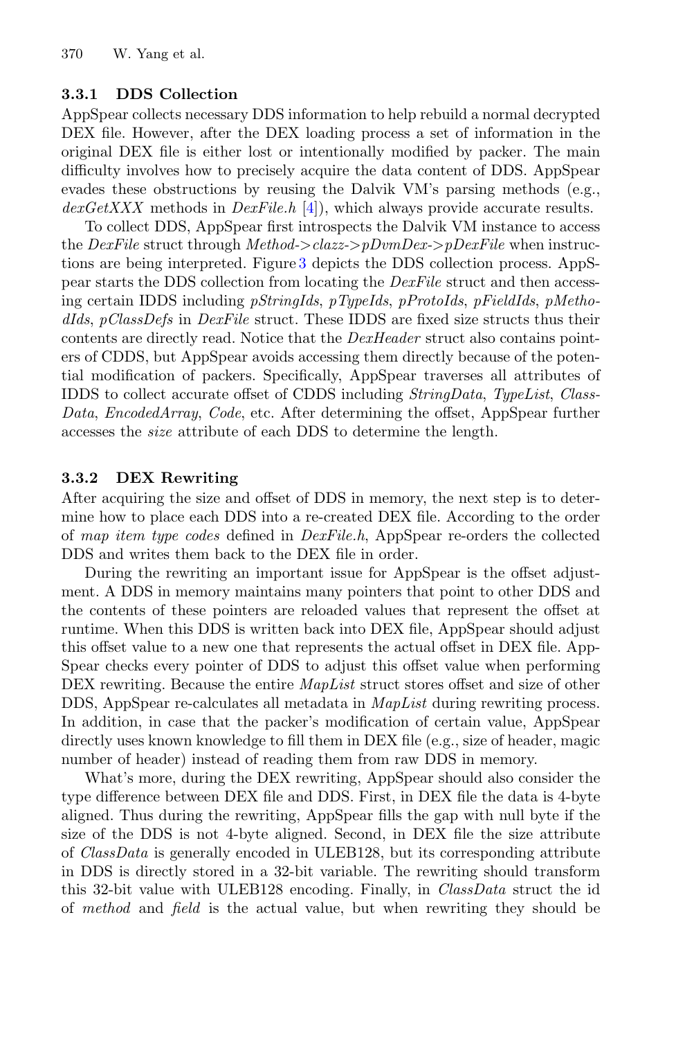### 3.3.1 DDS Collection

AppSpear collects necessary DDS information to help rebuild a normal decrypted DEX file. However, after the DEX loading process a set of information in the original DEX file is either lost or intentionally modified by packer. The main difficulty involves how to precisely acquire the data content of DDS. AppSpear evades these obstructions by reusing the Dalvik VM's parsing methods (e.g., *dexGetXXX* methods in *DexFile.h* [4]), which always provide accurate results.

To collect DDS, AppSpear first introspects the Dalvik VM instance to access the *DexFile* struct through *Method->clazz->pDvmDex->pDexFile* when instructions are being interpreted. Figure 3 depicts the DDS collection process. AppSpear starts the DDS collection from locating the *DexFile* struct and then accessing certain IDDS including *pStringIds*, *pTypeIds*, *pProtoIds*, *pFieldIds*, *pMethodIds*, *pClassDefs* in *DexFile* struct. These IDDS are fixed size structs thus their contents are directly read. Notice that the *DexHeader* struct also contains pointers of CDDS, but AppSpear avoids accessing them directly because of the potential modification of packers. Specifically, AppSpear traverses all attributes of IDDS to collect accurate offset of CDDS including *StringData*, *TypeList*, *ClassData*, *EncodedArray*, *Code*, etc. After determining the offset, AppSpear further accesses the *size* attribute of each DDS to determine the length.

### 3.3.2 DEX Rewriting

After acquiring the size and offset of DDS in memory, the next step is to determine how to place each DDS into a re-created DEX file. According to the order of *map item type codes* defined in *DexFile.h*, AppSpear re-orders the collected DDS and writes them back to the DEX file in order.

During the rewriting an important issue for AppSpear is the offset adjustment. A DDS in memory maintains many pointers that point to other DDS and the contents of these pointers are reloaded values that represent the offset at runtime. When this DDS is written back into DEX file, AppSpear should adjust this offset value to a new one that represents the actual offset in DEX file. AppSpear checks every pointer of DDS to adjust this offset value when performing DEX rewriting. Because the entire *MapList* struct stores offset and size of other DDS, AppSpear re-calculates all metadata in *MapList* during rewriting process. In addition, in case that the packer's modification of certain value, AppSpear directly uses known knowledge to fill them in DEX file (e.g., size of header, magic number of header) instead of reading them from raw DDS in memory.

What's more, during the DEX rewriting, AppSpear should also consider the type difference between DEX file and DDS. First, in DEX file the data is 4-byte aligned. Thus during the rewriting, AppSpear fills the gap with null byte if the size of the DDS is not 4-byte aligned. Second, in DEX file the size attribute of *ClassData* is generally encoded in ULEB128, but its corresponding attribute in DDS is directly stored in a 32-bit variable. The rewriting should transform this 32-bit value with ULEB128 encoding. Finally, in *ClassData* struct the id of *method* and *field* is the actual value, but when rewriting they should be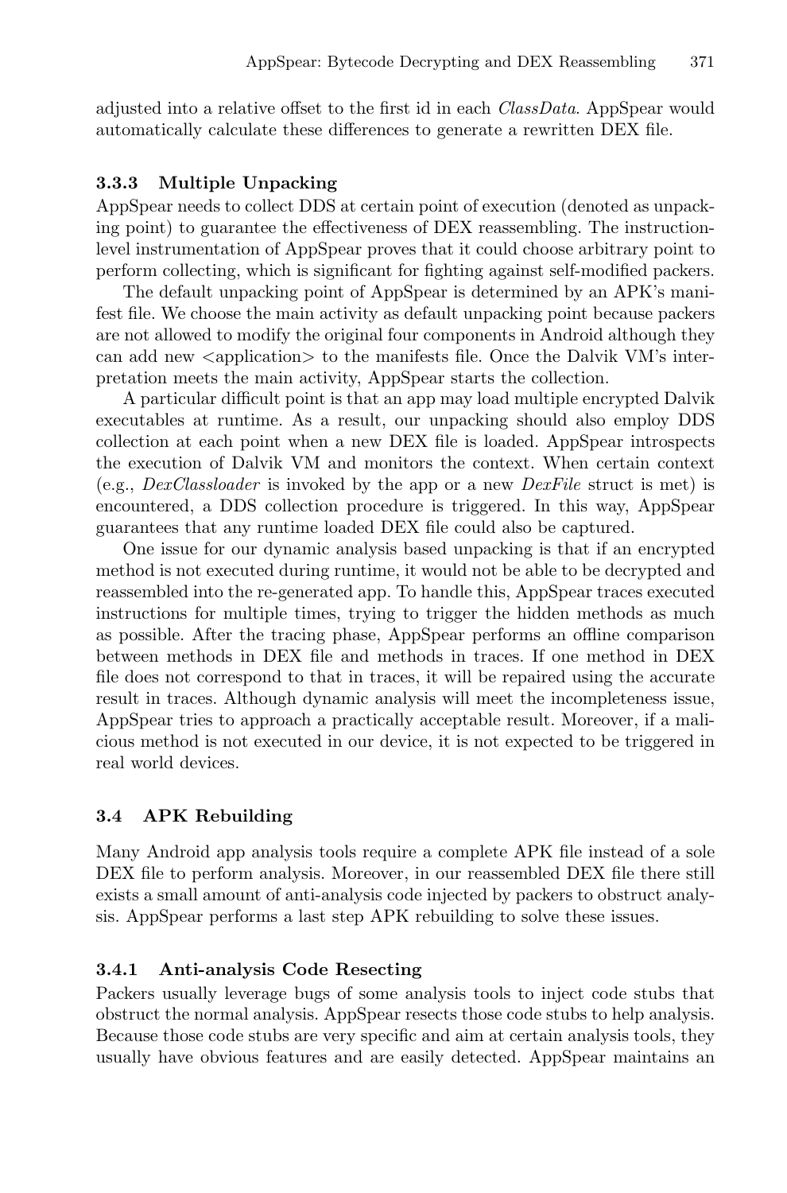adjusted into a relative offset to the first id in each *ClassData*. AppSpear would automatically calculate these differences to generate a rewritten DEX file.

### 3.3.3 Multiple Unpacking

AppSpear needs to collect DDS at certain point of execution (denoted as unpacking point) to guarantee the effectiveness of DEX reassembling. The instruction-level instrumentation of AppSpear proves that it could choose arbitrary point to perform collecting, which is significant for fighting against self-modified packers.

The default unpacking point of AppSpear is determined by an APK's manifest file. We choose the main activity as default unpacking point because packers are not allowed to modify the original four components in Android although they can add new <application> to the manifests file. Once the Dalvik VM's interpretation meets the main activity, AppSpear starts the collection.

A particular difficult point is that an app may load multiple encrypted Dalvik executables at runtime. As a result, our unpacking should also employ DDS collection at each point when a new DEX file is loaded. AppSpear introspects the execution of Dalvik VM and monitors the context. When certain context (e.g., *DexClassloader* is invoked by the app or a new *DexFile* struct is met) is encountered, a DDS collection procedure is triggered. In this way, AppSpear guarantees that any runtime loaded DEX file could also be captured.

One issue for our dynamic analysis based unpacking is that if an encrypted method is not executed during runtime, it would not be able to be decrypted and reassembled into the re-generated app. To handle this, AppSpear traces executed instructions for multiple times, trying to trigger the hidden methods as much as possible. After the tracing phase, AppSpear performs an offline comparison between methods in DEX file and methods in traces. If one method in DEX file does not correspond to that in traces, it will be repaired using the accurate result in traces. Although dynamic analysis will meet the incompleteness issue, AppSpear tries to approach a practically acceptable result. Moreover, if a malicious method is not executed in our device, it is not expected to be triggered in real world devices.

## 3.4 APK Rebuilding

Many Android app analysis tools require a complete APK file instead of a sole DEX file to perform analysis. Moreover, in our reassembled DEX file there still exists a small amount of anti-analysis code injected by packers to obstruct analysis. AppSpear performs a last step APK rebuilding to solve these issues.

### 3.4.1 Anti-analysis Code Resecting

Packers usually leverage bugs of some analysis tools to inject code stubs that obstruct the normal analysis. AppSpear resects those code stubs to help analysis. Because those code stubs are very specific and aim at certain analysis tools, they usually have obvious features and are easily detected. AppSpear maintains an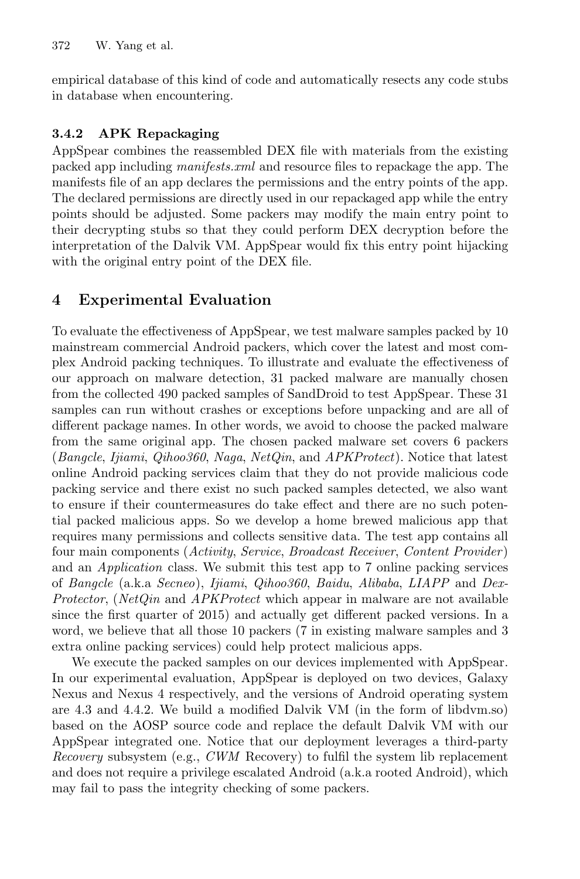empirical database of this kind of code and automatically resects any code stubs in database when encountering.

### 3.4.2 APK Repackaging

AppSpear combines the reassembled DEX file with materials from the existing packed app including *manifests.xml* and resource files to repackage the app. The manifests file of an app declares the permissions and the entry points of the app. The declared permissions are directly used in our repackaged app while the entry points should be adjusted. Some packers may modify the main entry point to their decrypting stubs so that they could perform DEX decryption before the interpretation of the Dalvik VM. AppSpear would fix this entry point hijacking with the original entry point of the DEX file.

## 4 Experimental Evaluation

To evaluate the effectiveness of AppSpear, we test malware samples packed by 10 mainstream commercial Android packers, which cover the latest and most complex Android packing techniques. To illustrate and evaluate the effectiveness of our approach on malware detection, 31 packed malware are manually chosen from the collected 490 packed samples of SandDroid to test AppSpear. These 31 samples can run without crashes or exceptions before unpacking and are all of different package names. In other words, we avoid to choose the packed malware from the same original app. The chosen packed malware set covers 6 packers (*Bangcle*, *Ijiami*, *Qihoo360*, *Naga*, *NetQin*, and *APKProtect*). Notice that latest online Android packing services claim that they do not provide malicious code packing service and there exist no such packed samples detected, we also want to ensure if their countermeasures do take effect and there are no such potential packed malicious apps. So we develop a home brewed malicious app that requires many permissions and collects sensitive data. The test app contains all four main components (*Activity*, *Service*, *Broadcast Receiver*, *Content Provider*) and an *Application* class. We submit this test app to 7 online packing services of *Bangcle* (a.k.a *Secneo*), *Ijiami*, *Qihoo360*, *Baidu*, *Alibaba*, *LIAPP* and *Dex-Protector*, (*NetQin* and *APKProtect* which appear in malware are not available since the first quarter of 2015) and actually get different packed versions. In a word, we believe that all those 10 packers (7 in existing malware samples and 3 extra online packing services) could help protect malicious apps.

We execute the packed samples on our devices implemented with AppSpear. In our experimental evaluation, AppSpear is deployed on two devices, Galaxy Nexus and Nexus 4 respectively, and the versions of Android operating system are 4.3 and 4.4.2. We build a modified Dalvik VM (in the form of libdvm.so) based on the AOSP source code and replace the default Dalvik VM with our AppSpear integrated one. Notice that our deployment leverages a third-party *Recovery* subsystem (e.g., *CWM* Recovery) to fulfil the system lib replacement and does not require a privilege escalated Android (a.k.a rooted Android), which may fail to pass the integrity checking of some packers.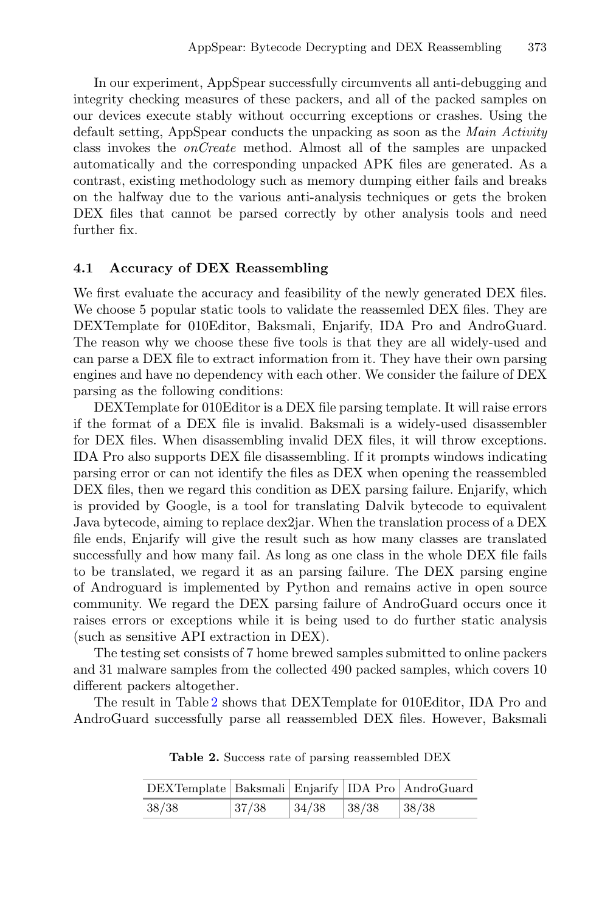In our experiment, AppSpear successfully circumvents all anti-debugging and integrity checking measures of these packers, and all of the packed samples on our devices execute stably without occurring exceptions or crashes. Using the default setting, AppSpear conducts the unpacking as soon as the *Main Activity* class invokes the *onCreate* method. Almost all of the samples are unpacked automatically and the corresponding unpacked APK files are generated. As a contrast, existing methodology such as memory dumping either fails and breaks on the halfway due to the various anti-analysis techniques or gets the broken DEX files that cannot be parsed correctly by other analysis tools and need further fix.

### 4.1 Accuracy of DEX Reassembling

We first evaluate the accuracy and feasibility of the newly generated DEX files. We choose 5 popular static tools to validate the reassemled DEX files. They are DEXTemplate for 010Editor, Baksmali, Enjarify, IDA Pro and AndroGuard. The reason why we choose these five tools is that they are all widely-used and can parse a DEX file to extract information from it. They have their own parsing engines and have no dependency with each other. We consider the failure of DEX parsing as the following conditions:

DEXTemplate for 010Editor is a DEX file parsing template. It will raise errors if the format of a DEX file is invalid. Baksmali is a widely-used disassembler for DEX files. When disassembling invalid DEX files, it will throw exceptions. IDA Pro also supports DEX file disassembling. If it prompts windows indicating parsing error or can not identify the files as DEX when opening the reassembled DEX files, then we regard this condition as DEX parsing failure. Enjarify, which is provided by Google, is a tool for translating Dalvik bytecode to equivalent Java bytecode, aiming to replace dex2jar. When the translation process of a DEX file ends, Enjarify will give the result such as how many classes are translated successfully and how many fail. As long as one class in the whole DEX file fails to be translated, we regard it as an parsing failure. The DEX parsing engine of Androguard is implemented by Python and remains active in open source community. We regard the DEX parsing failure of AndroGuard occurs once it raises errors or exceptions while it is being used to do further static analysis (such as sensitive API extraction in DEX).

The testing set consists of 7 home brewed samples submitted to online packers and 31 malware samples from the collected 490 packed samples, which covers 10 different packers altogether.

The result in Table 2 shows that DEXTemplate for 010Editor, IDA Pro and AndroGuard successfully parse all reassembled DEX files. However, Baksmali

**Table 2.** Success rate of parsing reassembled DEX

| DEXTemplate | Baksmali | Enjarify | IDA Pro | AndroGuard |
|---|---|---|---|---|
| 38/38 | 37/38 | 34/38 | 38/38 | 38/38 |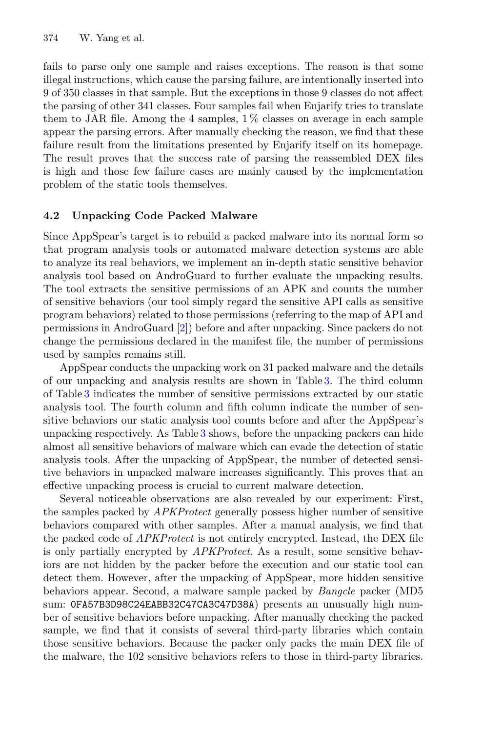fails to parse only one sample and raises exceptions. The reason is that some illegal instructions, which cause the parsing failure, are intentionally inserted into 9 of 350 classes in that sample. But the exceptions in those 9 classes do not affect the parsing of other 341 classes. Four samples fail when Enjarify tries to translate them to JAR file. Among the 4 samples, 1 % classes on average in each sample appear the parsing errors. After manually checking the reason, we find that these failure result from the limitations presented by Enjarify itself on its homepage. The result proves that the success rate of parsing the reassembled DEX files is high and those few failure cases are mainly caused by the implementation problem of the static tools themselves.

### 4.2 Unpacking Code Packed Malware

Since AppSpear's target is to rebuild a packed malware into its normal form so that program analysis tools or automated malware detection systems are able to analyze its real behaviors, we implement an in-depth static sensitive behavior analysis tool based on AndroGuard to further evaluate the unpacking results. The tool extracts the sensitive permissions of an APK and counts the number of sensitive behaviors (our tool simply regard the sensitive API calls as sensitive program behaviors) related to those permissions (referring to the map of API and permissions in AndroGuard [2]) before and after unpacking. Since packers do not change the permissions declared in the manifest file, the number of permissions used by samples remains still.

AppSpear conducts the unpacking work on 31 packed malware and the details of our unpacking and analysis results are shown in Table 3. The third column of Table 3 indicates the number of sensitive permissions extracted by our static analysis tool. The fourth column and fifth column indicate the number of sensitive behaviors our static analysis tool counts before and after the AppSpear's unpacking respectively. As Table 3 shows, before the unpacking packers can hide almost all sensitive behaviors of malware which can evade the detection of static analysis tools. After the unpacking of AppSpear, the number of detected sensitive behaviors in unpacked malware increases significantly. This proves that an effective unpacking process is crucial to current malware detection.

Several noticeable observations are also revealed by our experiment: First, the samples packed by *APKProtect* generally possess higher number of sensitive behaviors compared with other samples. After a manual analysis, we find that the packed code of *APKProtect* is not entirely encrypted. Instead, the DEX file is only partially encrypted by *APKProtect*. As a result, some sensitive behaviors are not hidden by the packer before the execution and our static tool can detect them. However, after the unpacking of AppSpear, more hidden sensitive behaviors appear. Second, a malware sample packed by *Bangcle* packer (MD5 sum: 0FA57B3D98C24EABB32C47CA3C47D38A) presents an unusually high number of sensitive behaviors before unpacking. After manually checking the packed sample, we find that it consists of several third-party libraries which contain those sensitive behaviors. Because the packer only packs the main DEX file of the malware, the 102 sensitive behaviors refers to those in third-party libraries.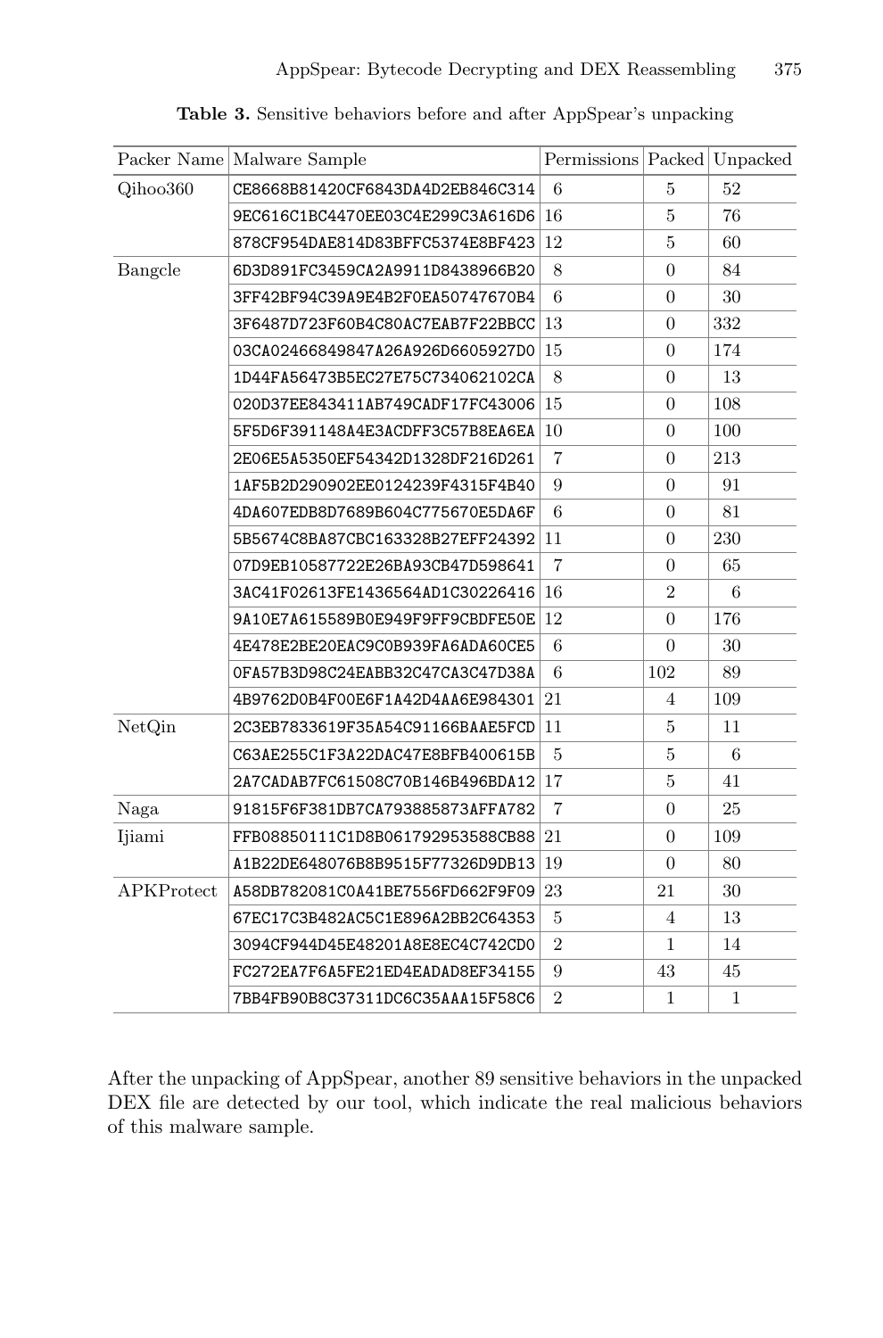**Table 3.** Sensitive behaviors before and after AppSpear's unpacking

| Packer Name | Malware Sample | Permissions | Packed | Unpacked |
|---|---|---|---|---|
| Qihoo360 | CE8668B81420CF6843DA4D2EB846C314 | 6 | 5 | 52 |
| | 9EC616C1BC4470EE03C4E299C3A616D6 | 16 | 5 | 76 |
| | 878CF954DAE814D83BFFC5374E8BF423 | 12 | 5 | 60 |
| Bangcle | 6D3D891FC3459CA2A9911D8438966B20 | 8 | 0 | 84 |
| | 3FF42BF94C39A9E4B2F0EA50747670B4 | 6 | 0 | 30 |
| | 3F6487D723F60B4C80AC7EAB7F22BBCC | 13 | 0 | 332 |
| | 03CA02466849847A26A926D6605927D0 | 15 | 0 | 174 |
| | 1D44FA56473B5EC27E75C734062102CA | 8 | 0 | 13 |
| | 020D37EE843411AB749CADF17FC43006 | 15 | 0 | 108 |
| | 5F5D6F391148A4E3ACDFF3C57B8EA6EA | 10 | 0 | 100 |
| | 2E06E5A5350EF54342D1328DF216D261 | 7 | 0 | 213 |
| | 1AF5B2D290902EE0124239F4315F4B40 | 9 | 0 | 91 |
| | 4DA607EDB8D7689B604C775670E5DA6F | 6 | 0 | 81 |
| | 5B5674C8BA87CBC163328B27EFF24392 | 11 | 0 | 230 |
| | 07D9EB10587722E26BA93CB47D598641 | 7 | 0 | 65 |
| | 3AC41F02613FE1436564AD1C30226416 | 16 | 2 | 6 |
| | 9A10E7A615589B0E949F9FF9CBDFE50E | 12 | 0 | 176 |
| | 4E478E2BE20EAC9C0B939FA6ADA60CE5 | 6 | 0 | 30 |
| | 0FA57B3D98C24EABB32C47CA3C47D38A | 6 | 102 | 89 |
| | 4B9762D0B4F00E6F1A42D4AA6E984301 | 21 | 4 | 109 |
| NetQin | 2C3EB7833619F35A54C91166BAAE5FCD | 11 | 5 | 11 |
| | C63AE255C1F3A22DAC47E8BFB400615B | 5 | 5 | 6 |
| | 2A7CADAB7FC61508C70B146B496BDA12 | 17 | 5 | 41 |
| Naga | 91815F6F381DB7CA793885873AFFA782 | 7 | 0 | 25 |
| Ijiami | FFB08850111C1D8B061792953588CB88 | 21 | 0 | 109 |
| | A1B22DE648076B8B9515F77326D9DB13 | 19 | 0 | 80 |
| APKProtect | A58DB782081C0A41BE7556FD662F9F09 | 23 | 21 | 30 |
| | 67EC17C3B482AC5C1E896A2BB2C64353 | 5 | 4 | 13 |
| | 3094CF944D45E48201A8E8EC4C742CD0 | 2 | 1 | 14 |
| | FC272EA7F6A5FE21ED4EADAD8EF34155 | 9 | 43 | 45 |
| | 7BB4FB90B8C37311DC6C35AAA15F58C6 | 2 | 1 | 1 |

After the unpacking of AppSpear, another 89 sensitive behaviors in the unpacked DEX file are detected by our tool, which indicate the real malicious behaviors of this malware sample.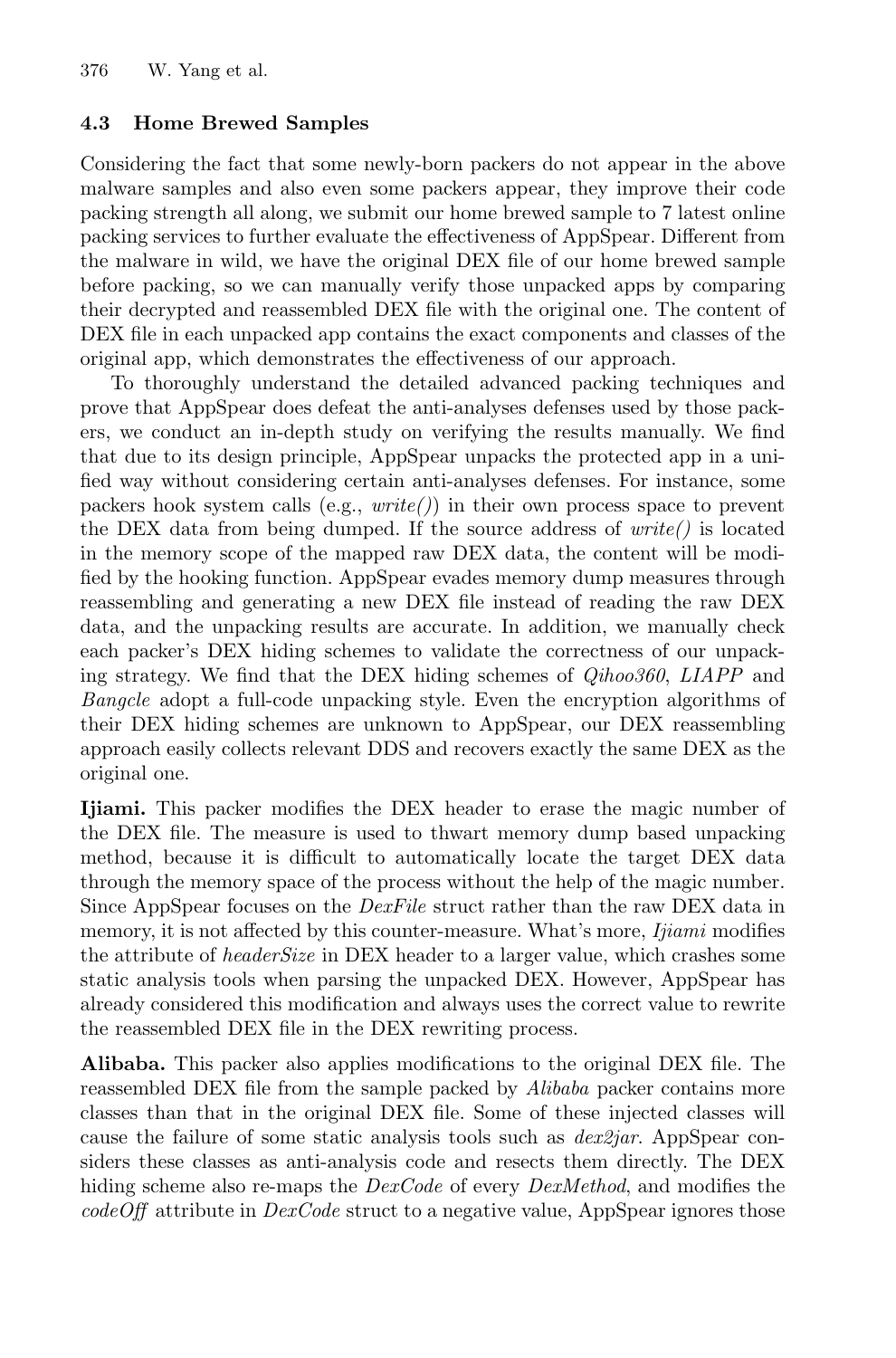### 4.3 Home Brewed Samples

Considering the fact that some newly-born packers do not appear in the above malware samples and also even some packers appear, they improve their code packing strength all along, we submit our home brewed sample to 7 latest online packing services to further evaluate the effectiveness of AppSpear. Different from the malware in wild, we have the original DEX file of our home brewed sample before packing, so we can manually verify those unpacked apps by comparing their decrypted and reassembled DEX file with the original one. The content of DEX file in each unpacked app contains the exact components and classes of the original app, which demonstrates the effectiveness of our approach.

To thoroughly understand the detailed advanced packing techniques and prove that AppSpear does defeat the anti-analyses defenses used by those packers, we conduct an in-depth study on verifying the results manually. We find that due to its design principle, AppSpear unpacks the protected app in a unified way without considering certain anti-analyses defenses. For instance, some packers hook system calls (e.g., *write()*) in their own process space to prevent the DEX data from being dumped. If the source address of *write()* is located in the memory scope of the mapped raw DEX data, the content will be modified by the hooking function. AppSpear evades memory dump measures through reassembling and generating a new DEX file instead of reading the raw DEX data, and the unpacking results are accurate. In addition, we manually check each packer's DEX hiding schemes to validate the correctness of our unpacking strategy. We find that the DEX hiding schemes of *Qihoo360*, *LIAPP* and *Bangcle* adopt a full-code unpacking style. Even the encryption algorithms of their DEX hiding schemes are unknown to AppSpear, our DEX reassembling approach easily collects relevant DDS and recovers exactly the same DEX as the original one.

**Ijiami.** This packer modifies the DEX header to erase the magic number of the DEX file. The measure is used to thwart memory dump based unpacking method, because it is difficult to automatically locate the target DEX data through the memory space of the process without the help of the magic number. Since AppSpear focuses on the *DexFile* struct rather than the raw DEX data in memory, it is not affected by this counter-measure. What's more, *Ijiami* modifies the attribute of *headerSize* in DEX header to a larger value, which crashes some static analysis tools when parsing the unpacked DEX. However, AppSpear has already considered this modification and always uses the correct value to rewrite the reassembled DEX file in the DEX rewriting process.

**Alibaba.** This packer also applies modifications to the original DEX file. The reassembled DEX file from the sample packed by *Alibaba* packer contains more classes than that in the original DEX file. Some of these injected classes will cause the failure of some static analysis tools such as *dex2jar*. AppSpear considers these classes as anti-analysis code and resects them directly. The DEX hiding scheme also re-maps the *DexCode* of every *DexMethod*, and modifies the *codeOff* attribute in *DexCode* struct to a negative value, AppSpear ignores those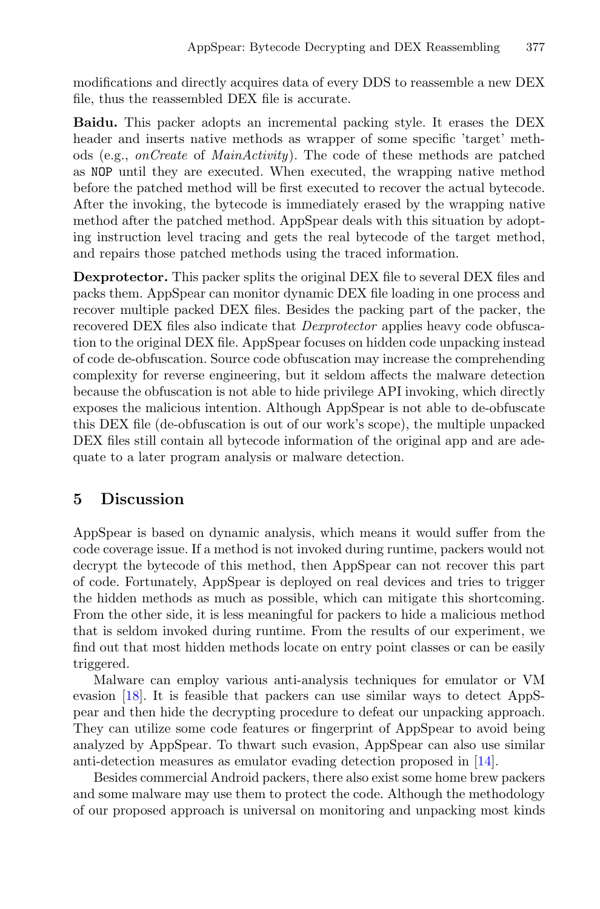modifications and directly acquires data of every DDS to reassemble a new DEX file, thus the reassembled DEX file is accurate.

**Baidu.** This packer adopts an incremental packing style. It erases the DEX header and inserts native methods as wrapper of some specific 'target' methods (e.g., *onCreate* of *MainActivity*). The code of these methods are patched as `NOP` until they are executed. When executed, the wrapping native method before the patched method will be first executed to recover the actual bytecode. After the invoking, the bytecode is immediately erased by the wrapping native method after the patched method. AppSpear deals with this situation by adopting instruction level tracing and gets the real bytecode of the target method, and repairs those patched methods using the traced information.

**Dexprotector.** This packer splits the original DEX file to several DEX files and packs them. AppSpear can monitor dynamic DEX file loading in one process and recover multiple packed DEX files. Besides the packing part of the packer, the recovered DEX files also indicate that *Dexprotector* applies heavy code obfuscation to the original DEX file. AppSpear focuses on hidden code unpacking instead of code de-obfuscation. Source code obfuscation may increase the comprehending complexity for reverse engineering, but it seldom affects the malware detection because the obfuscation is not able to hide privilege API invoking, which directly exposes the malicious intention. Although AppSpear is not able to de-obfuscate this DEX file (de-obfuscation is out of our work's scope), the multiple unpacked DEX files still contain all bytecode information of the original app and are adequate to a later program analysis or malware detection.

## 5 Discussion

AppSpear is based on dynamic analysis, which means it would suffer from the code coverage issue. If a method is not invoked during runtime, packers would not decrypt the bytecode of this method, then AppSpear can not recover this part of code. Fortunately, AppSpear is deployed on real devices and tries to trigger the hidden methods as much as possible, which can mitigate this shortcoming. From the other side, it is less meaningful for packers to hide a malicious method that is seldom invoked during runtime. From the results of our experiment, we find out that most hidden methods locate on entry point classes or can be easily triggered.

Malware can employ various anti-analysis techniques for emulator or VM evasion [18]. It is feasible that packers can use similar ways to detect AppSpear and then hide the decrypting procedure to defeat our unpacking approach. They can utilize some code features or fingerprint of AppSpear to avoid being analyzed by AppSpear. To thwart such evasion, AppSpear can also use similar anti-detection measures as emulator evading detection proposed in [14].

Besides commercial Android packers, there also exist some home brew packers and some malware may use them to protect the code. Although the methodology of our proposed approach is universal on monitoring and unpacking most kinds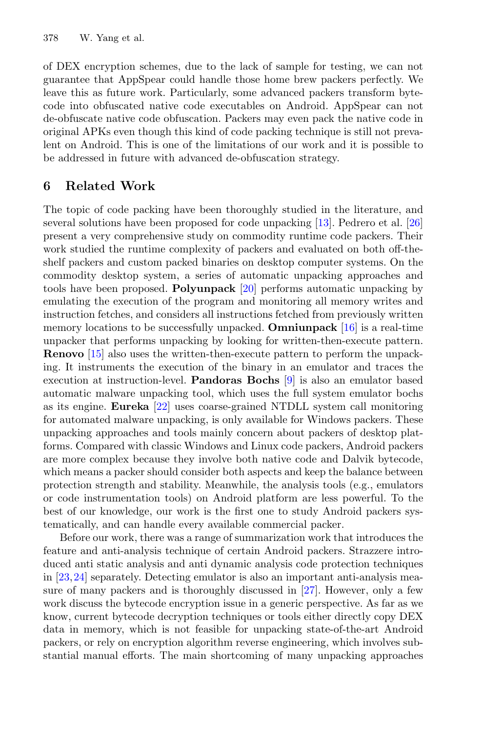of DEX encryption schemes, due to the lack of sample for testing, we can not guarantee that AppSpear could handle those home brew packers perfectly. We leave this as future work. Particularly, some advanced packers transform bytecode into obfuscated native code executables on Android. AppSpear can not de-obfuscate native code obfuscation. Packers may even pack the native code in original APKs even though this kind of code packing technique is still not prevalent on Android. This is one of the limitations of our work and it is possible to be addressed in future with advanced de-obfuscation strategy.

## 6 Related Work

The topic of code packing have been thoroughly studied in the literature, and several solutions have been proposed for code unpacking [13]. Pedrero et al. [26] present a very comprehensive study on commodity runtime code packers. Their work studied the runtime complexity of packers and evaluated on both off-the-shelf packers and custom packed binaries on desktop computer systems. On the commodity desktop system, a series of automatic unpacking approaches and tools have been proposed. **Polyunpack** [20] performs automatic unpacking by emulating the execution of the program and monitoring all memory writes and instruction fetches, and considers all instructions fetched from previously written memory locations to be successfully unpacked. **Omniunpack** [16] is a real-time unpacker that performs unpacking by looking for written-then-execute pattern. **Renovo** [15] also uses the written-then-execute pattern to perform the unpacking. It instruments the execution of the binary in an emulator and traces the execution at instruction-level. **Pandoras Bochs** [9] is also an emulator based automatic malware unpacking tool, which uses the full system emulator bochs as its engine. **Eureka** [22] uses coarse-grained NTDLL system call monitoring for automated malware unpacking, is only available for Windows packers. These unpacking approaches and tools mainly concern about packers of desktop platforms. Compared with classic Windows and Linux code packers, Android packers are more complex because they involve both native code and Dalvik bytecode, which means a packer should consider both aspects and keep the balance between protection strength and stability. Meanwhile, the analysis tools (e.g., emulators or code instrumentation tools) on Android platform are less powerful. To the best of our knowledge, our work is the first one to study Android packers systematically, and can handle every available commercial packer.

Before our work, there was a range of summarization work that introduces the feature and anti-analysis technique of certain Android packers. Strazzere introduced anti static analysis and anti dynamic analysis code protection techniques in [23,24] separately. Detecting emulator is also an important anti-analysis measure of many packers and is thoroughly discussed in [27]. However, only a few work discuss the bytecode encryption issue in a generic perspective. As far as we know, current bytecode decryption techniques or tools either directly copy DEX data in memory, which is not feasible for unpacking state-of-the-art Android packers, or rely on encryption algorithm reverse engineering, which involves substantial manual efforts. The main shortcoming of many unpacking approaches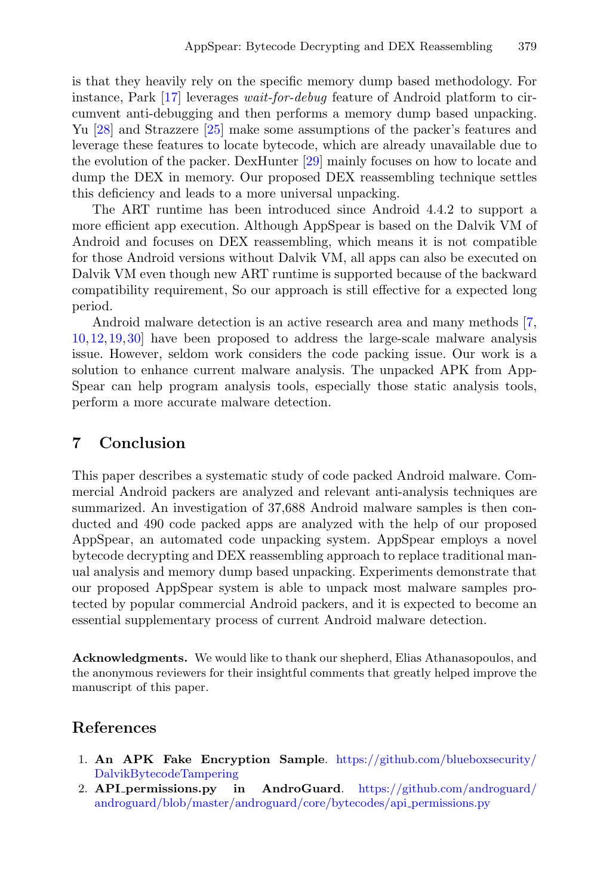is that they heavily rely on the specific memory dump based methodology. For instance, Park [17] leverages *wait-for-debug* feature of Android platform to circumvent anti-debugging and then performs a memory dump based unpacking. Yu [28] and Strazzere [25] make some assumptions of the packer's features and leverage these features to locate bytecode, which are already unavailable due to the evolution of the packer. DexHunter [29] mainly focuses on how to locate and dump the DEX in memory. Our proposed DEX reassembling technique settles this deficiency and leads to a more universal unpacking.

The ART runtime has been introduced since Android 4.4.2 to support a more efficient app execution. Although AppSpear is based on the Dalvik VM of Android and focuses on DEX reassembling, which means it is not compatible for those Android versions without Dalvik VM, all apps can also be executed on Dalvik VM even though new ART runtime is supported because of the backward compatibility requirement, So our approach is still effective for a expected long period.

Android malware detection is an active research area and many methods [7, 10, 12, 19, 30] have been proposed to address the large-scale malware analysis issue. However, seldom work considers the code packing issue. Our work is a solution to enhance current malware analysis. The unpacked APK from AppSpear can help program analysis tools, especially those static analysis tools, perform a more accurate malware detection.

## 7 Conclusion

This paper describes a systematic study of code packed Android malware. Commercial Android packers are analyzed and relevant anti-analysis techniques are summarized. An investigation of 37,688 Android malware samples is then conducted and 490 code packed apps are analyzed with the help of our proposed AppSpear, an automated code unpacking system. AppSpear employs a novel bytecode decrypting and DEX reassembling approach to replace traditional manual analysis and memory dump based unpacking. Experiments demonstrate that our proposed AppSpear system is able to unpack most malware samples protected by popular commercial Android packers, and it is expected to become an essential supplementary process of current Android malware detection.

**Acknowledgments.** We would like to thank our shepherd, Elias Athanasopoulos, and the anonymous reviewers for their insightful comments that greatly helped improve the manuscript of this paper.

## References

1. **An APK Fake Encryption Sample**. https://github.com/blueboxsecurity/DalvikBytecodeTampering
2. **API_permissions.py in AndroGuard**. https://github.com/androguard/androguard/blob/master/androguard/core/bytecodes/api_permissions.py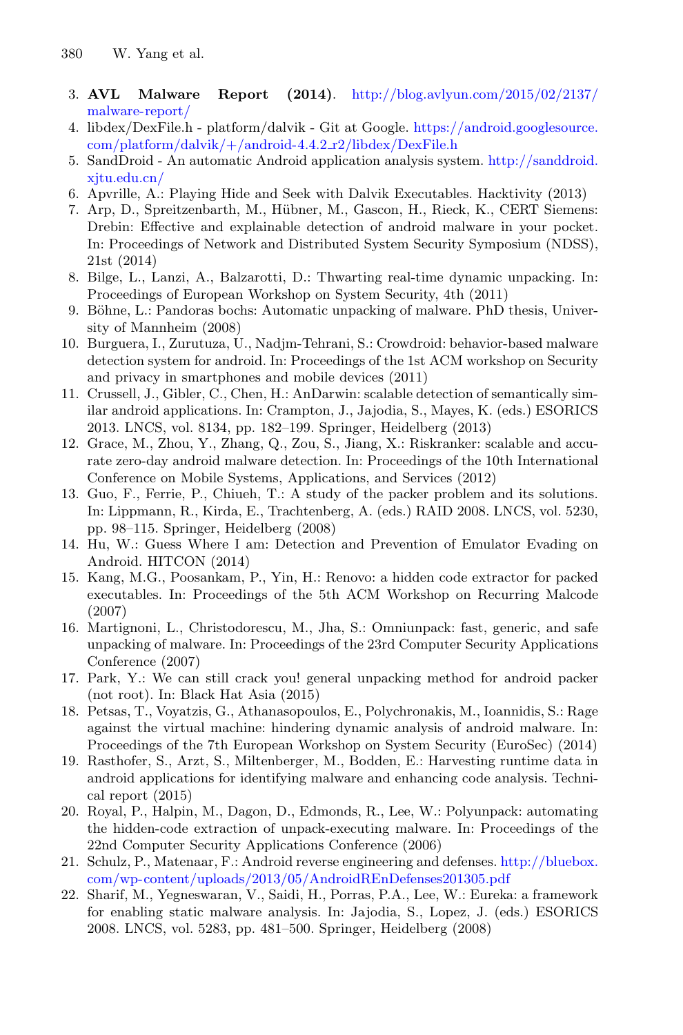3. **AVL Malware Report (2014)**. http://blog.avlyun.com/2015/02/2137/malware-report/
4. libdex/DexFile.h - platform/dalvik - Git at Google. https://android.googlesource.com/platform/dalvik/+/android-4.4.2_r2/libdex/DexFile.h
5. SandDroid - An automatic Android application analysis system. http://sanddroid.xjtu.edu.cn/
6. Apvrille, A.: Playing Hide and Seek with Dalvik Executables. Hacktivity (2013)
7. Arp, D., Spreitzenbarth, M., Hübner, M., Gascon, H., Rieck, K., CERT Siemens: Drebin: Effective and explainable detection of android malware in your pocket. In: Proceedings of Network and Distributed System Security Symposium (NDSS), 21st (2014)
8. Bilge, L., Lanzi, A., Balzarotti, D.: Thwarting real-time dynamic unpacking. In: Proceedings of European Workshop on System Security, 4th (2011)
9. Böhne, L.: Pandoras bochs: Automatic unpacking of malware. PhD thesis, University of Mannheim (2008)
10. Burguera, I., Zurutuza, U., Nadjm-Tehrani, S.: Crowdroid: behavior-based malware detection system for android. In: Proceedings of the 1st ACM workshop on Security and privacy in smartphones and mobile devices (2011)
11. Crussell, J., Gibler, C., Chen, H.: AnDarwin: scalable detection of semantically similar android applications. In: Crampton, J., Jajodia, S., Mayes, K. (eds.) ESORICS 2013. LNCS, vol. 8134, pp. 182–199. Springer, Heidelberg (2013)
12. Grace, M., Zhou, Y., Zhang, Q., Zou, S., Jiang, X.: Riskranker: scalable and accurate zero-day android malware detection. In: Proceedings of the 10th International Conference on Mobile Systems, Applications, and Services (2012)
13. Guo, F., Ferrie, P., Chiueh, T.: A study of the packer problem and its solutions. In: Lippmann, R., Kirda, E., Trachtenberg, A. (eds.) RAID 2008. LNCS, vol. 5230, pp. 98–115. Springer, Heidelberg (2008)
14. Hu, W.: Guess Where I am: Detection and Prevention of Emulator Evading on Android. HITCON (2014)
15. Kang, M.G., Poosankam, P., Yin, H.: Renovo: a hidden code extractor for packed executables. In: Proceedings of the 5th ACM Workshop on Recurring Malcode (2007)
16. Martignoni, L., Christodorescu, M., Jha, S.: Omniunpack: fast, generic, and safe unpacking of malware. In: Proceedings of the 23rd Computer Security Applications Conference (2007)
17. Park, Y.: We can still crack you! general unpacking method for android packer (not root). In: Black Hat Asia (2015)
18. Petsas, T., Voyatzis, G., Athanasopoulos, E., Polychronakis, M., Ioannidis, S.: Rage against the virtual machine: hindering dynamic analysis of android malware. In: Proceedings of the 7th European Workshop on System Security (EuroSec) (2014)
19. Rasthofer, S., Arzt, S., Miltenberger, M., Bodden, E.: Harvesting runtime data in android applications for identifying malware and enhancing code analysis. Technical report (2015)
20. Royal, P., Halpin, M., Dagon, D., Edmonds, R., Lee, W.: Polyunpack: automating the hidden-code extraction of unpack-executing malware. In: Proceedings of the 22nd Computer Security Applications Conference (2006)
21. Schulz, P., Matenaar, F.: Android reverse engineering and defenses. http://bluebox.com/wp-content/uploads/2013/05/AndroidREnDefenses201305.pdf
22. Sharif, M., Yegneswaran, V., Saidi, H., Porras, P.A., Lee, W.: Eureka: a framework for enabling static malware analysis. In: Jajodia, S., Lopez, J. (eds.) ESORICS 2008. LNCS, vol. 5283, pp. 481–500. Springer, Heidelberg (2008)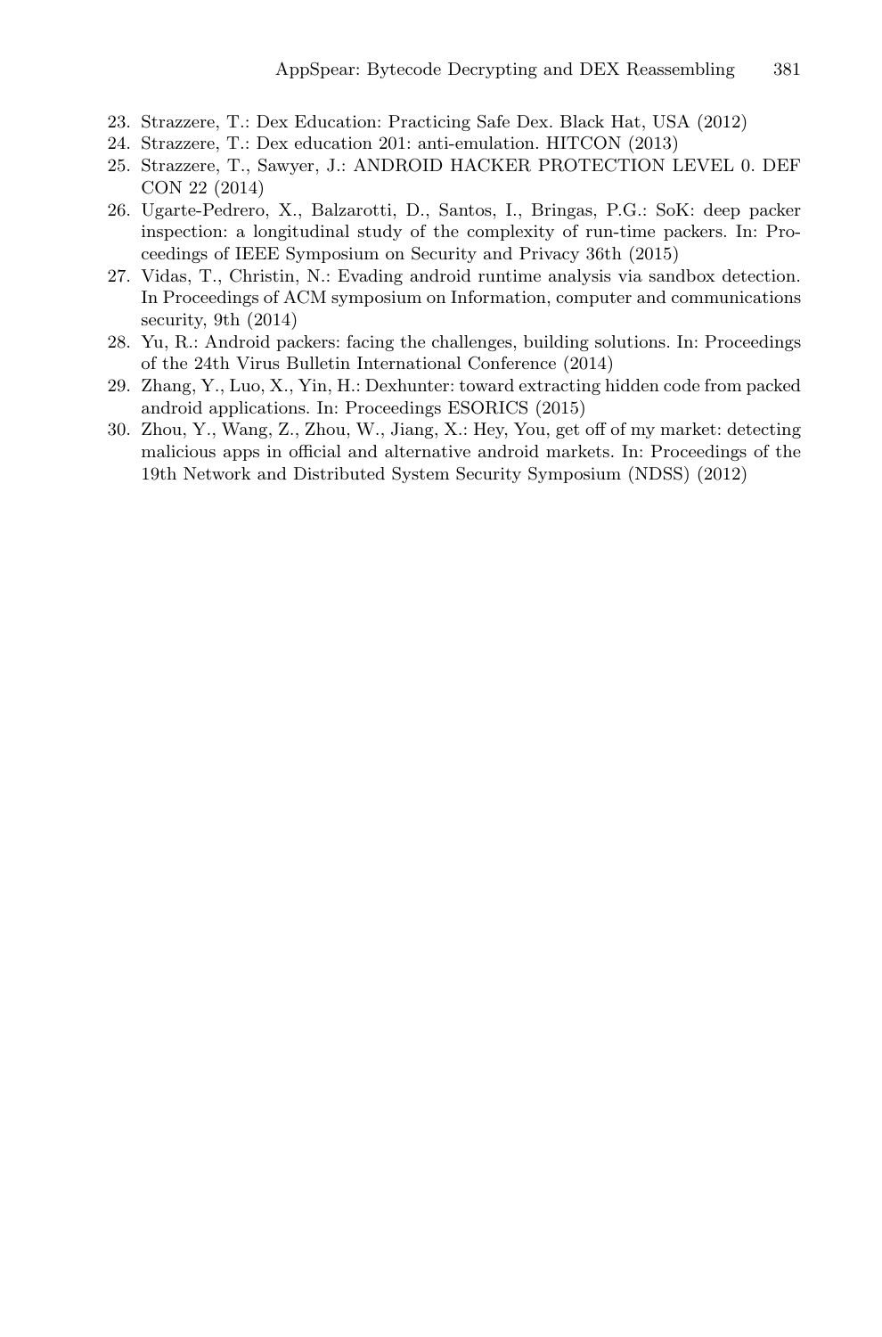23. Strazzere, T.: Dex Education: Practicing Safe Dex. Black Hat, USA (2012)
24. Strazzere, T.: Dex education 201: anti-emulation. HITCON (2013)
25. Strazzere, T., Sawyer, J.: ANDROID HACKER PROTECTION LEVEL 0. DEF CON 22 (2014)
26. Ugarte-Pedrero, X., Balzarotti, D., Santos, I., Bringas, P.G.: SoK: deep packer inspection: a longitudinal study of the complexity of run-time packers. In: Proceedings of IEEE Symposium on Security and Privacy 36th (2015)
27. Vidas, T., Christin, N.: Evading android runtime analysis via sandbox detection. In Proceedings of ACM symposium on Information, computer and communications security, 9th (2014)
28. Yu, R.: Android packers: facing the challenges, building solutions. In: Proceedings of the 24th Virus Bulletin International Conference (2014)
29. Zhang, Y., Luo, X., Yin, H.: Dexhunter: toward extracting hidden code from packed android applications. In: Proceedings ESORICS (2015)
30. Zhou, Y., Wang, Z., Zhou, W., Jiang, X.: Hey, You, get off of my market: detecting malicious apps in official and alternative android markets. In: Proceedings of the 19th Network and Distributed System Security Symposium (NDSS) (2012)